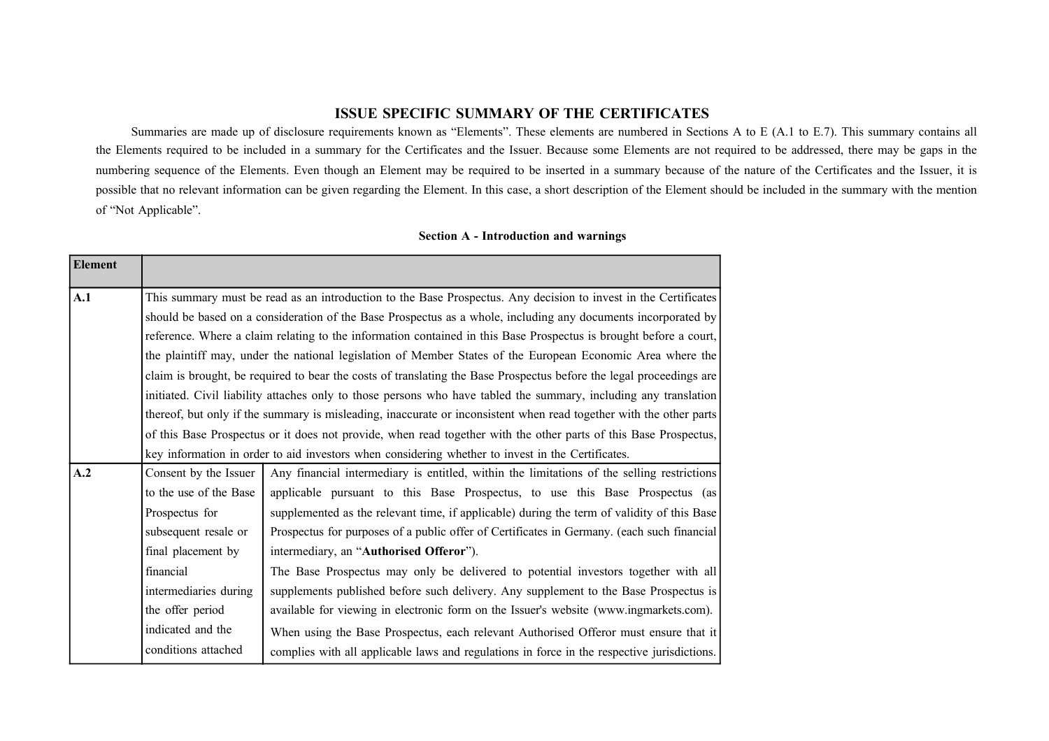# ISSUE SPECIFIC SUMMARY OF THE CERTIFICATES

Summaries are made up of disclosure requirements known as "Elements". These elements are numbered in Sections A to E (A.1 to E.7). This summary contains all the Elements required to be included in a summary for the Certificates and the Issuer. Because some Elements are not required to be addressed, there may be gaps in the numbering sequence of the Elements. Even though an Element may be required to be inserted in a summary because of the nature of the Certificates and the Issuer, it is possible that no relevant information can be given regarding the Element. In this case, a short description of the Element should be included in the summary with the mention of "Not Applicable".

**Section A - Introduction and warnings**

| Element | | |
|---|---|---|
| **A.1** | This summary must be read as an introduction to the Base Prospectus. Any decision to invest in the Certificates should be based on a consideration of the Base Prospectus as a whole, including any documents incorporated by reference. Where a claim relating to the information contained in this Base Prospectus is brought before a court, the plaintiff may, under the national legislation of Member States of the European Economic Area where the claim is brought, be required to bear the costs of translating the Base Prospectus before the legal proceedings are initiated. Civil liability attaches only to those persons who have tabled the summary, including any translation thereof, but only if the summary is misleading, inaccurate or inconsistent when read together with the other parts of this Base Prospectus or it does not provide, when read together with the other parts of this Base Prospectus, key information in order to aid investors when considering whether to invest in the Certificates. | |
| **A.2** | Consent by the Issuer to the use of the Base Prospectus for subsequent resale or final placement by financial intermediaries during the offer period indicated and the conditions attached | Any financial intermediary is entitled, within the limitations of the selling restrictions applicable pursuant to this Base Prospectus, to use this Base Prospectus (as supplemented as the relevant time, if applicable) during the term of validity of this Base Prospectus for purposes of a public offer of Certificates in Germany. (each such financial intermediary, an "**Authorised Offeror**").<br><br>The Base Prospectus may only be delivered to potential investors together with all supplements published before such delivery. Any supplement to the Base Prospectus is available for viewing in electronic form on the Issuer's website (www.ingmarkets.com).<br><br>When using the Base Prospectus, each relevant Authorised Offeror must ensure that it complies with all applicable laws and regulations in force in the respective jurisdictions. |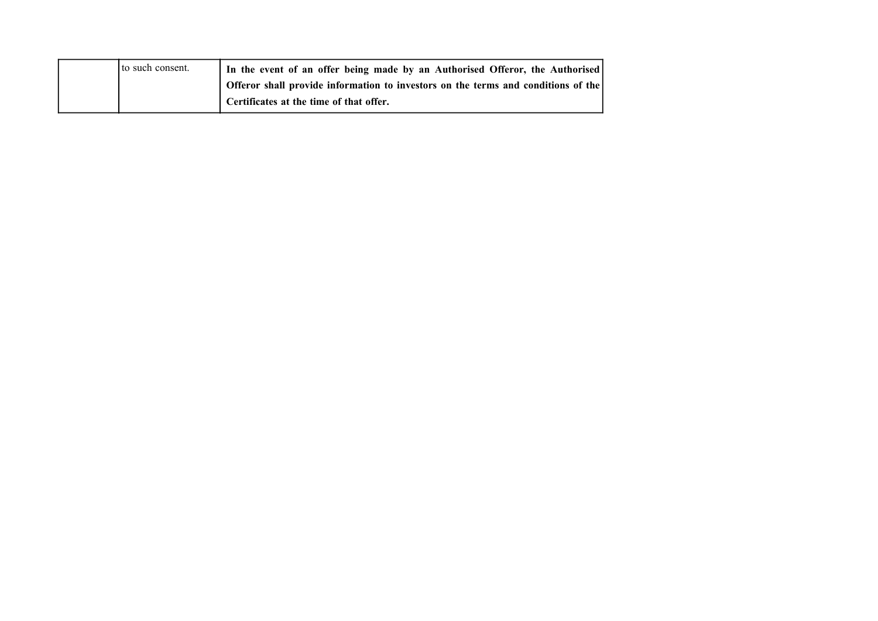| | | |
|---|---|---|
| | to such consent. | **In the event of an offer being made by an Authorised Offeror, the Authorised Offeror shall provide information to investors on the terms and conditions of the Certificates at the time of that offer.** |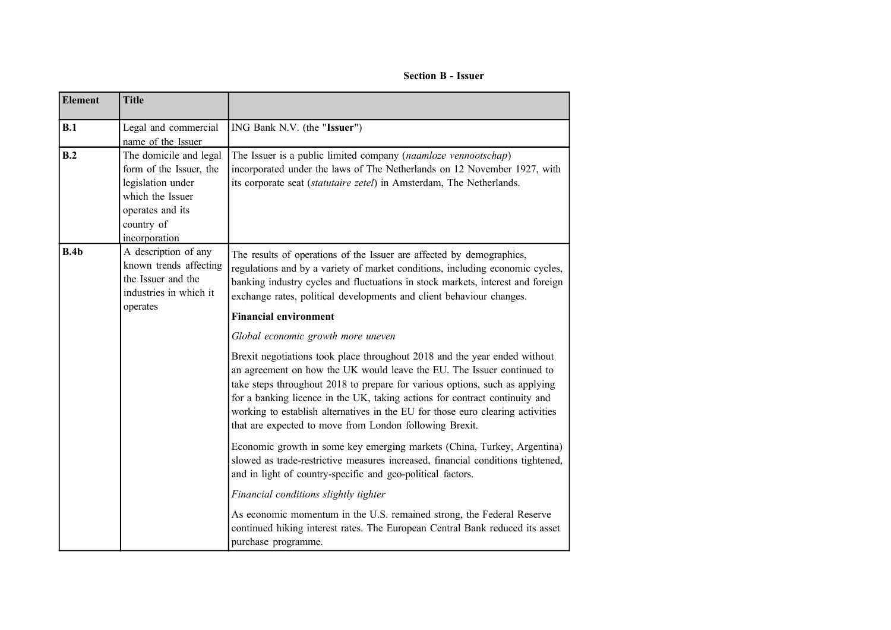## Section B - Issuer

| Element | Title | |
|---|---|---|
| **B.1** | Legal and commercial name of the Issuer | ING Bank N.V. (the "**Issuer**") |
| **B.2** | The domicile and legal form of the Issuer, the legislation under which the Issuer operates and its country of incorporation | The Issuer is a public limited company (*naamloze vennootschap*) incorporated under the laws of The Netherlands on 12 November 1927, with its corporate seat (*statutaire zetel*) in Amsterdam, The Netherlands. |
| **B.4b** | A description of any known trends affecting the Issuer and the industries in which it operates | The results of operations of the Issuer are affected by demographics, regulations and by a variety of market conditions, including economic cycles, banking industry cycles and fluctuations in stock markets, interest and foreign exchange rates, political developments and client behaviour changes.<br><br>**Financial environment**<br><br>*Global economic growth more uneven*<br><br>Brexit negotiations took place throughout 2018 and the year ended without an agreement on how the UK would leave the EU. The Issuer continued to take steps throughout 2018 to prepare for various options, such as applying for a banking licence in the UK, taking actions for contract continuity and working to establish alternatives in the EU for those euro clearing activities that are expected to move from London following Brexit.<br><br>Economic growth in some key emerging markets (China, Turkey, Argentina) slowed as trade-restrictive measures increased, financial conditions tightened, and in light of country-specific and geo-political factors.<br><br>*Financial conditions slightly tighter*<br><br>As economic momentum in the U.S. remained strong, the Federal Reserve continued hiking interest rates. The European Central Bank reduced its asset purchase programme. |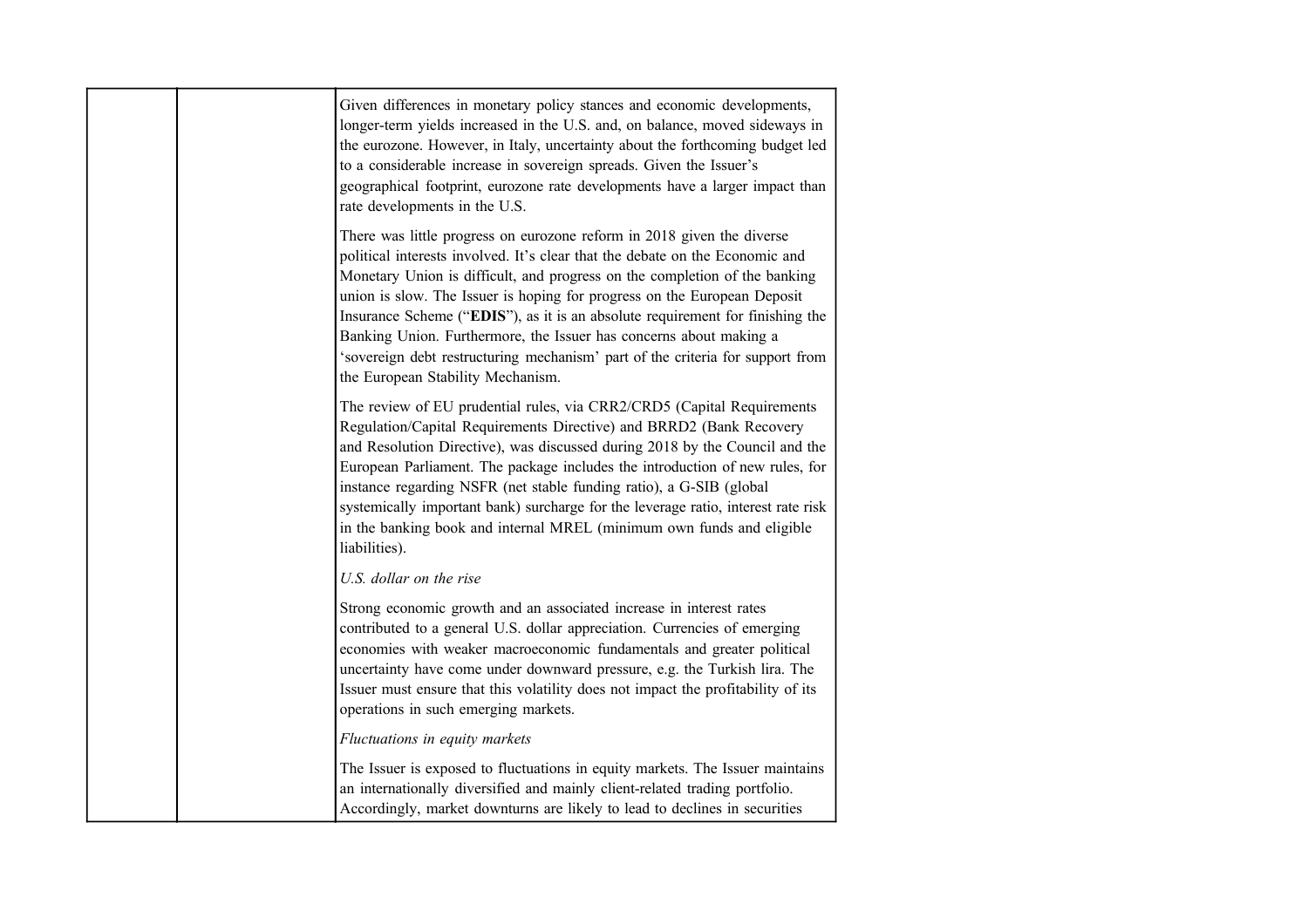| | | Given differences in monetary policy stances and economic developments, longer-term yields increased in the U.S. and, on balance, moved sideways in the eurozone. However, in Italy, uncertainty about the forthcoming budget led to a considerable increase in sovereign spreads. Given the Issuer's geographical footprint, eurozone rate developments have a larger impact than rate developments in the U.S.<br><br>There was little progress on eurozone reform in 2018 given the diverse political interests involved. It's clear that the debate on the Economic and Monetary Union is difficult, and progress on the completion of the banking union is slow. The Issuer is hoping for progress on the European Deposit Insurance Scheme ("**EDIS**"), as it is an absolute requirement for finishing the Banking Union. Furthermore, the Issuer has concerns about making a 'sovereign debt restructuring mechanism' part of the criteria for support from the European Stability Mechanism.<br><br>The review of EU prudential rules, via CRR2/CRD5 (Capital Requirements Regulation/Capital Requirements Directive) and BRRD2 (Bank Recovery and Resolution Directive), was discussed during 2018 by the Council and the European Parliament. The package includes the introduction of new rules, for instance regarding NSFR (net stable funding ratio), a G-SIB (global systemically important bank) surcharge for the leverage ratio, interest rate risk in the banking book and internal MREL (minimum own funds and eligible liabilities).<br><br>*U.S. dollar on the rise*<br><br>Strong economic growth and an associated increase in interest rates contributed to a general U.S. dollar appreciation. Currencies of emerging economies with weaker macroeconomic fundamentals and greater political uncertainty have come under downward pressure, e.g. the Turkish lira. The Issuer must ensure that this volatility does not impact the profitability of its operations in such emerging markets.<br><br>*Fluctuations in equity markets*<br><br>The Issuer is exposed to fluctuations in equity markets. The Issuer maintains an internationally diversified and mainly client-related trading portfolio. Accordingly, market downturns are likely to lead to declines in securities |
|---|---|---|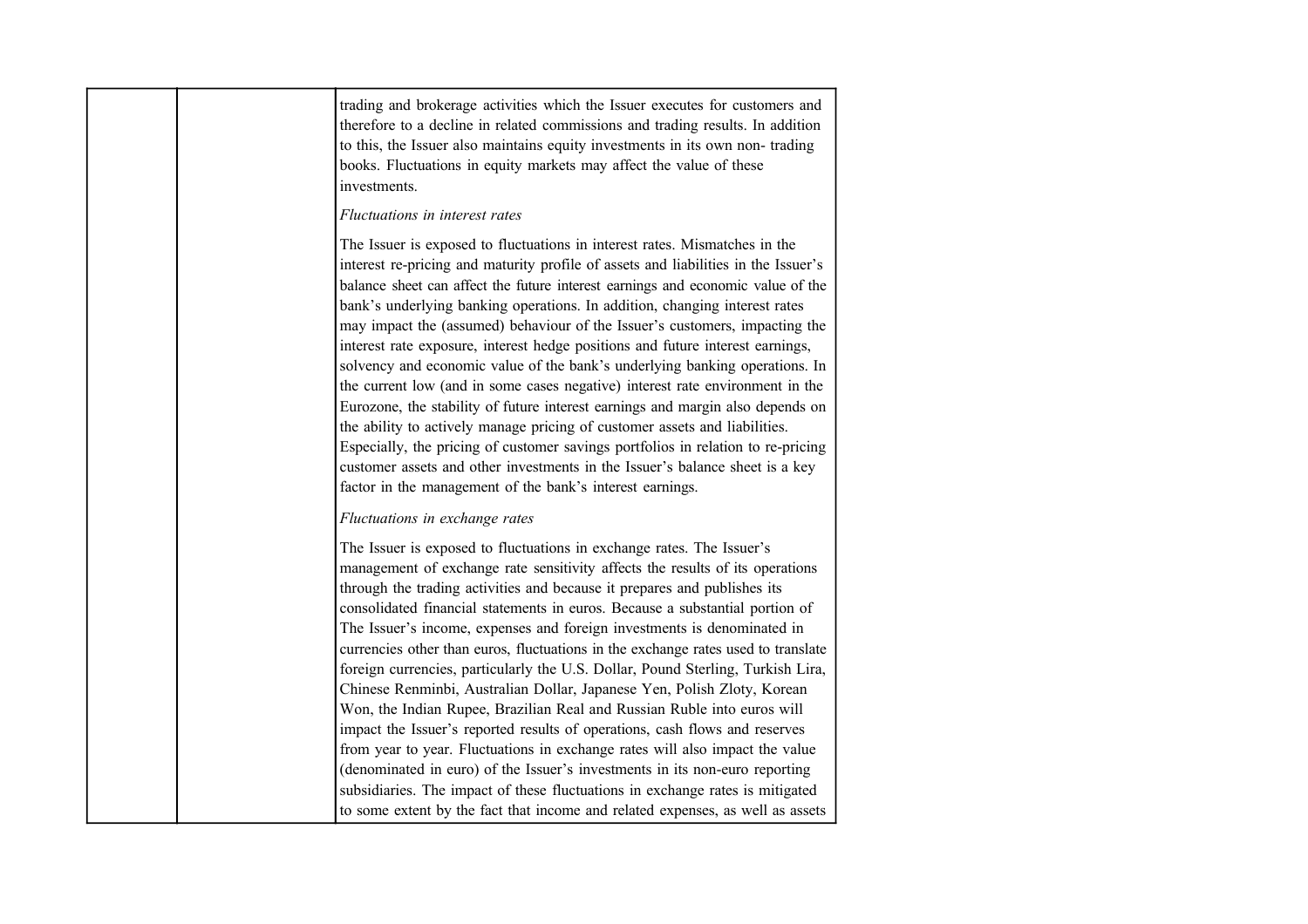trading and brokerage activities which the Issuer executes for customers and therefore to a decline in related commissions and trading results. In addition to this, the Issuer also maintains equity investments in its own non- trading books. Fluctuations in equity markets may affect the value of these investments.

*Fluctuations in interest rates*

The Issuer is exposed to fluctuations in interest rates. Mismatches in the interest re-pricing and maturity profile of assets and liabilities in the Issuer's balance sheet can affect the future interest earnings and economic value of the bank's underlying banking operations. In addition, changing interest rates may impact the (assumed) behaviour of the Issuer's customers, impacting the interest rate exposure, interest hedge positions and future interest earnings, solvency and economic value of the bank's underlying banking operations. In the current low (and in some cases negative) interest rate environment in the Eurozone, the stability of future interest earnings and margin also depends on the ability to actively manage pricing of customer assets and liabilities. Especially, the pricing of customer savings portfolios in relation to re-pricing customer assets and other investments in the Issuer's balance sheet is a key factor in the management of the bank's interest earnings.

*Fluctuations in exchange rates*

The Issuer is exposed to fluctuations in exchange rates. The Issuer's management of exchange rate sensitivity affects the results of its operations through the trading activities and because it prepares and publishes its consolidated financial statements in euros. Because a substantial portion of The Issuer's income, expenses and foreign investments is denominated in currencies other than euros, fluctuations in the exchange rates used to translate foreign currencies, particularly the U.S. Dollar, Pound Sterling, Turkish Lira, Chinese Renminbi, Australian Dollar, Japanese Yen, Polish Zloty, Korean Won, the Indian Rupee, Brazilian Real and Russian Ruble into euros will impact the Issuer's reported results of operations, cash flows and reserves from year to year. Fluctuations in exchange rates will also impact the value (denominated in euro) of the Issuer's investments in its non-euro reporting subsidiaries. The impact of these fluctuations in exchange rates is mitigated to some extent by the fact that income and related expenses, as well as assets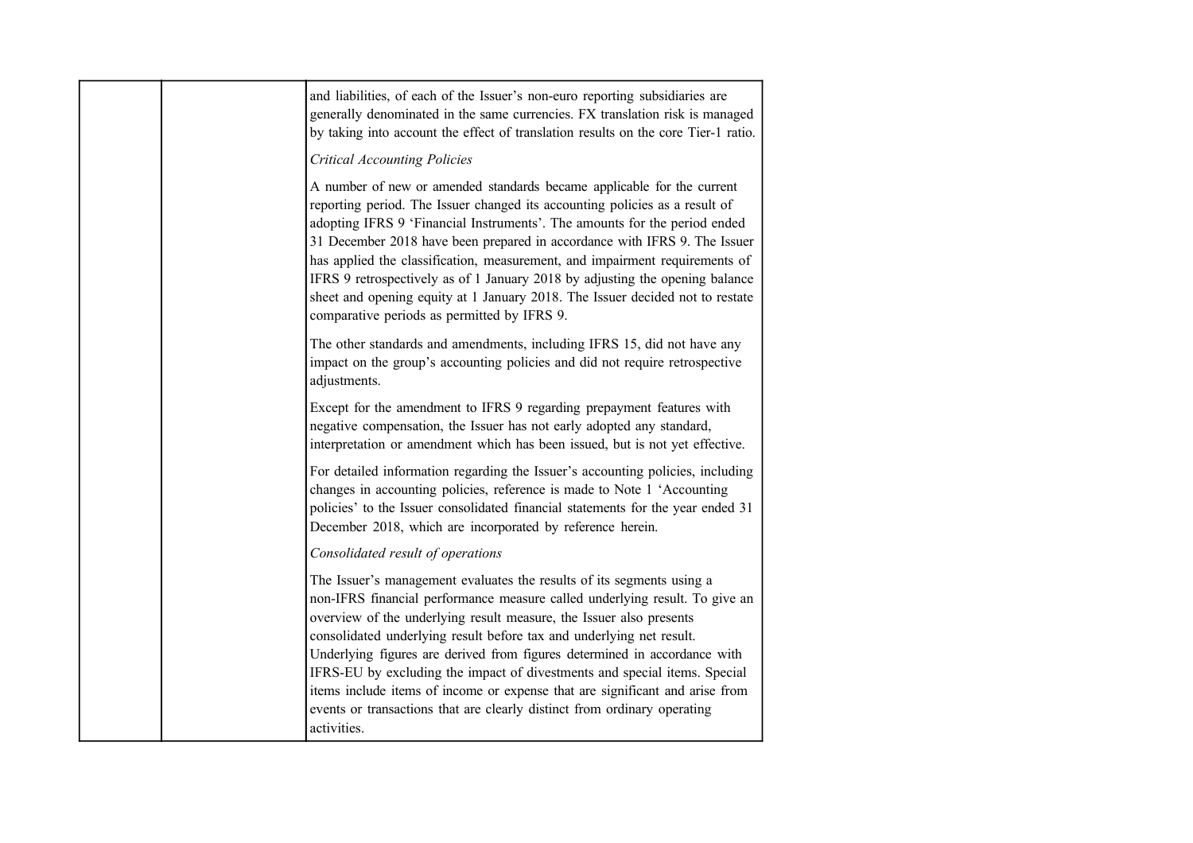| | | and liabilities, of each of the Issuer's non-euro reporting subsidiaries are generally denominated in the same currencies. FX translation risk is managed by taking into account the effect of translation results on the core Tier-1 ratio.<br><br>*Critical Accounting Policies*<br><br>A number of new or amended standards became applicable for the current reporting period. The Issuer changed its accounting policies as a result of adopting IFRS 9 'Financial Instruments'. The amounts for the period ended 31 December 2018 have been prepared in accordance with IFRS 9. The Issuer has applied the classification, measurement, and impairment requirements of IFRS 9 retrospectively as of 1 January 2018 by adjusting the opening balance sheet and opening equity at 1 January 2018. The Issuer decided not to restate comparative periods as permitted by IFRS 9.<br><br>The other standards and amendments, including IFRS 15, did not have any impact on the group's accounting policies and did not require retrospective adjustments.<br><br>Except for the amendment to IFRS 9 regarding prepayment features with negative compensation, the Issuer has not early adopted any standard, interpretation or amendment which has been issued, but is not yet effective.<br><br>For detailed information regarding the Issuer's accounting policies, including changes in accounting policies, reference is made to Note 1 'Accounting policies' to the Issuer consolidated financial statements for the year ended 31 December 2018, which are incorporated by reference herein.<br><br>*Consolidated result of operations*<br><br>The Issuer's management evaluates the results of its segments using a non-IFRS financial performance measure called underlying result. To give an overview of the underlying result measure, the Issuer also presents consolidated underlying result before tax and underlying net result. Underlying figures are derived from figures determined in accordance with IFRS-EU by excluding the impact of divestments and special items. Special items include items of income or expense that are significant and arise from events or transactions that are clearly distinct from ordinary operating activities. |
|---|---|---|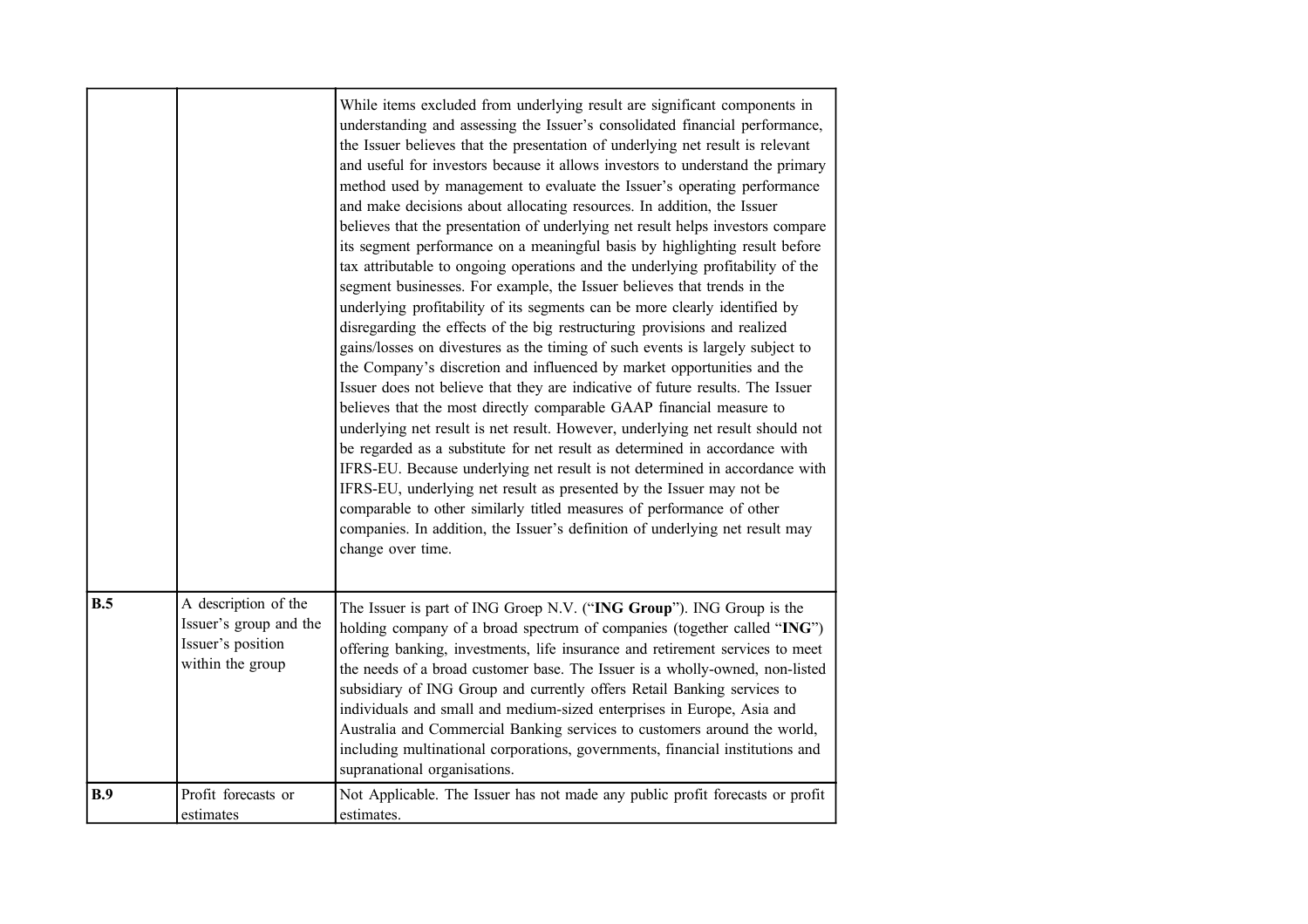| | | |
|---|---|---|
| | | While items excluded from underlying result are significant components in understanding and assessing the Issuer's consolidated financial performance, the Issuer believes that the presentation of underlying net result is relevant and useful for investors because it allows investors to understand the primary method used by management to evaluate the Issuer's operating performance and make decisions about allocating resources. In addition, the Issuer believes that the presentation of underlying net result helps investors compare its segment performance on a meaningful basis by highlighting result before tax attributable to ongoing operations and the underlying profitability of the segment businesses. For example, the Issuer believes that trends in the underlying profitability of its segments can be more clearly identified by disregarding the effects of the big restructuring provisions and realized gains/losses on divestures as the timing of such events is largely subject to the Company's discretion and influenced by market opportunities and the Issuer does not believe that they are indicative of future results. The Issuer believes that the most directly comparable GAAP financial measure to underlying net result is net result. However, underlying net result should not be regarded as a substitute for net result as determined in accordance with IFRS-EU. Because underlying net result is not determined in accordance with IFRS-EU, underlying net result as presented by the Issuer may not be comparable to other similarly titled measures of performance of other companies. In addition, the Issuer's definition of underlying net result may change over time. |
| **B.5** | A description of the Issuer's group and the Issuer's position within the group | The Issuer is part of ING Groep N.V. ("**ING Group**"). ING Group is the holding company of a broad spectrum of companies (together called "**ING**") offering banking, investments, life insurance and retirement services to meet the needs of a broad customer base. The Issuer is a wholly-owned, non-listed subsidiary of ING Group and currently offers Retail Banking services to individuals and small and medium-sized enterprises in Europe, Asia and Australia and Commercial Banking services to customers around the world, including multinational corporations, governments, financial institutions and supranational organisations. |
| **B.9** | Profit forecasts or estimates | Not Applicable. The Issuer has not made any public profit forecasts or profit estimates. |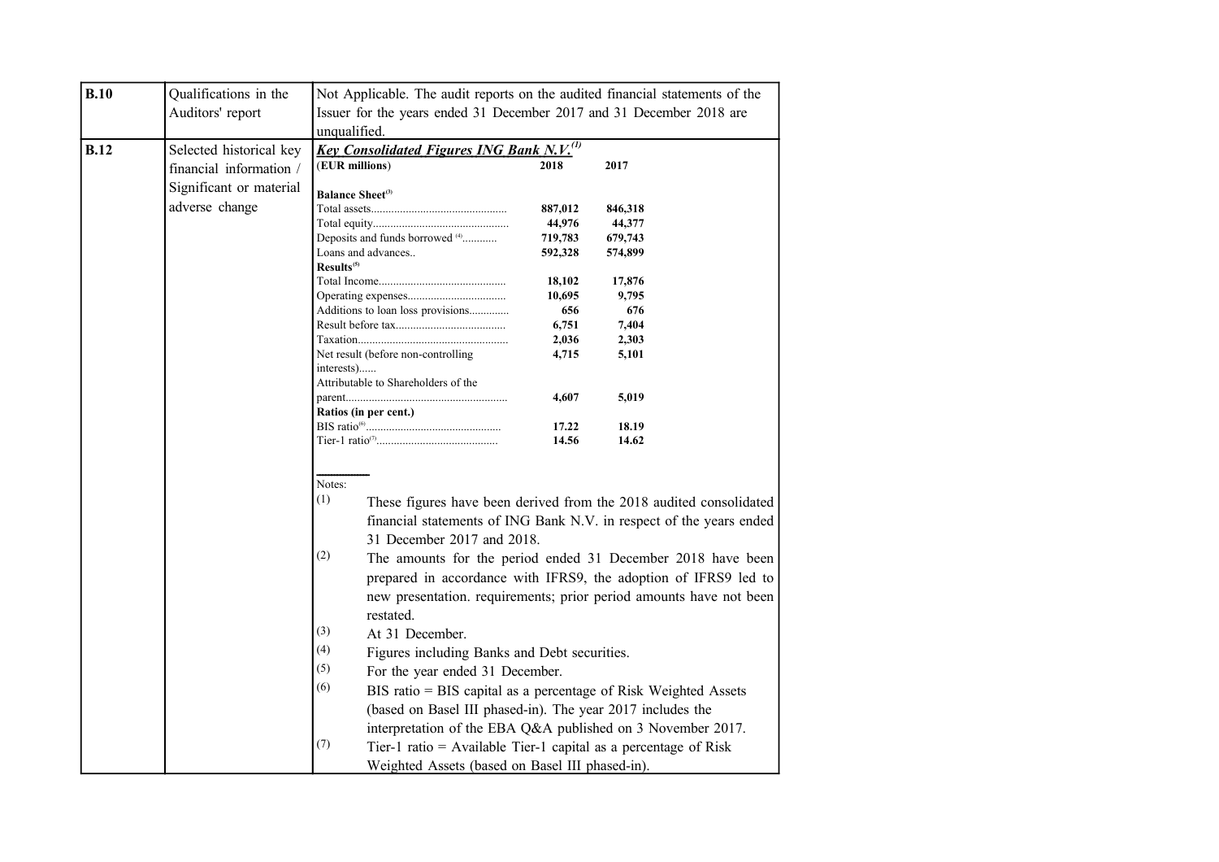| | | |
|---|---|---|
| **B.10** | Qualifications in the Auditors' report | Not Applicable. The audit reports on the audited financial statements of the Issuer for the years ended 31 December 2017 and 31 December 2018 are unqualified. |
| **B.12** | Selected historical key financial information / Significant or material adverse change | ***Key Consolidated Figures ING Bank N.V.***[(1)] |

| (EUR millions) | 2018 | 2017 |
|---|---|---|
| **Balance Sheet**[(3)] | | |
| Total assets | **887,012** | **846,318** |
| Total equity | **44,976** | **44,377** |
| Deposits and funds borrowed [(4)] | **719,783** | **679,743** |
| Loans and advances | **592,328** | **574,899** |
| **Results**[(5)] | | |
| Total Income | **18,102** | **17,876** |
| Operating expenses | **10,695** | **9,795** |
| Additions to loan loss provisions | **656** | **676** |
| Result before tax | **6,751** | **7,404** |
| Taxation | **2,036** | **2,303** |
| Net result (before non-controlling interests) | **4,715** | **5,101** |
| Attributable to Shareholders of the parent | **4,607** | **5,019** |
| **Ratios (in per cent.)** | | |
| BIS ratio[(6)] | **17.22** | **18.19** |
| Tier-1 ratio[(7)] | **14.56** | **14.62** |

Notes:

(1) These figures have been derived from the 2018 audited consolidated financial statements of ING Bank N.V. in respect of the years ended 31 December 2017 and 2018.

(2) The amounts for the period ended 31 December 2018 have been prepared in accordance with IFRS9, the adoption of IFRS9 led to new presentation. requirements; prior period amounts have not been restated.

(3) At 31 December.

(4) Figures including Banks and Debt securities.

(5) For the year ended 31 December.

(6) BIS ratio = BIS capital as a percentage of Risk Weighted Assets (based on Basel III phased-in). The year 2017 includes the interpretation of the EBA Q&A published on 3 November 2017.

(7) Tier-1 ratio = Available Tier-1 capital as a percentage of Risk Weighted Assets (based on Basel III phased-in).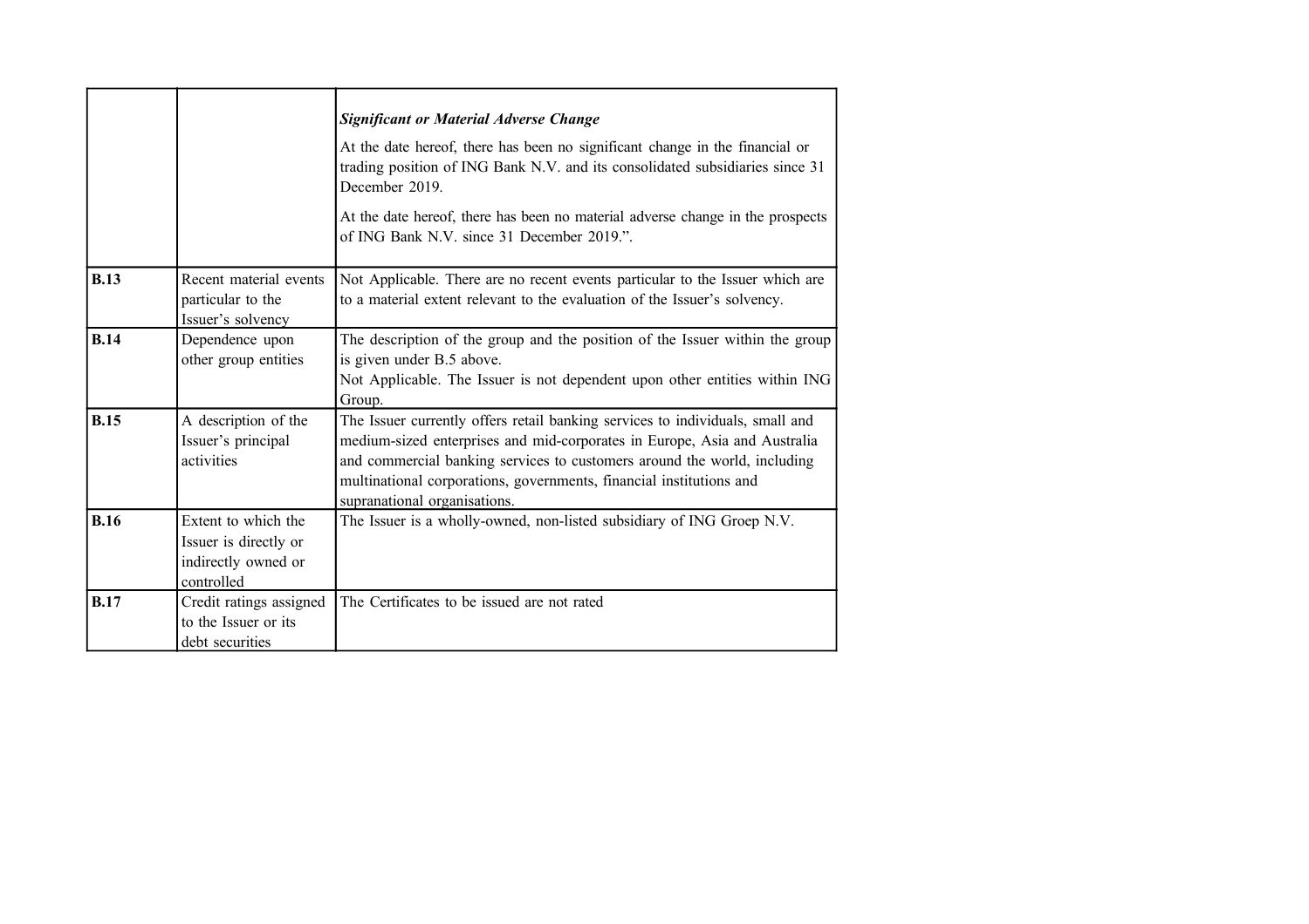| | | |
|---|---|---|
| | | ***Significant or Material Adverse Change***<br><br>At the date hereof, there has been no significant change in the financial or trading position of ING Bank N.V. and its consolidated subsidiaries since 31 December 2019.<br><br>At the date hereof, there has been no material adverse change in the prospects of ING Bank N.V. since 31 December 2019.”. |
| **B.13** | Recent material events particular to the Issuer’s solvency | Not Applicable. There are no recent events particular to the Issuer which are to a material extent relevant to the evaluation of the Issuer’s solvency. |
| **B.14** | Dependence upon other group entities | The description of the group and the position of the Issuer within the group is given under B.5 above.<br>Not Applicable. The Issuer is not dependent upon other entities within ING Group. |
| **B.15** | A description of the Issuer’s principal activities | The Issuer currently offers retail banking services to individuals, small and medium-sized enterprises and mid-corporates in Europe, Asia and Australia and commercial banking services to customers around the world, including multinational corporations, governments, financial institutions and supranational organisations. |
| **B.16** | Extent to which the Issuer is directly or indirectly owned or controlled | The Issuer is a wholly-owned, non-listed subsidiary of ING Groep N.V. |
| **B.17** | Credit ratings assigned to the Issuer or its debt securities | The Certificates to be issued are not rated |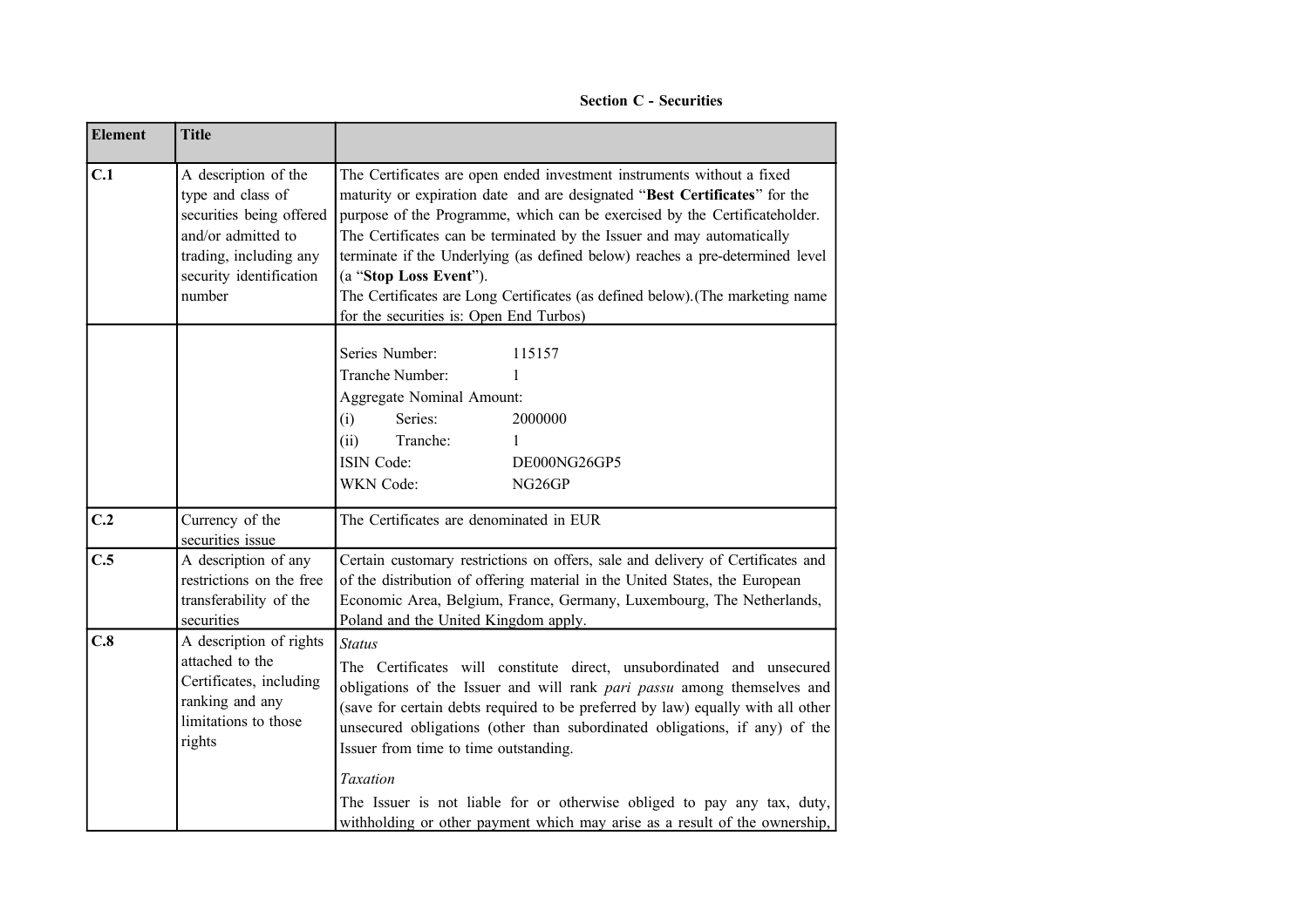## Section C - Securities

| Element | Title | |
|---|---|---|
| **C.1** | A description of the type and class of securities being offered and/or admitted to trading, including any security identification number | The Certificates are open ended investment instruments without a fixed maturity or expiration date and are designated "**Best Certificates**" for the purpose of the Programme, which can be exercised by the Certificateholder. The Certificates can be terminated by the Issuer and may automatically terminate if the Underlying (as defined below) reaches a pre-determined level (a "**Stop Loss Event**").<br>The Certificates are Long Certificates (as defined below).(The marketing name for the securities is: Open End Turbos) |
| | | Series Number: 115157<br>Tranche Number: 1<br>Aggregate Nominal Amount:<br>(i) Series: 2000000<br>(ii) Tranche: 1<br>ISIN Code: DE000NG26GP5<br>WKN Code: NG26GP |
| **C.2** | Currency of the securities issue | The Certificates are denominated in EUR |
| **C.5** | A description of any restrictions on the free transferability of the securities | Certain customary restrictions on offers, sale and delivery of Certificates and of the distribution of offering material in the United States, the European Economic Area, Belgium, France, Germany, Luxembourg, The Netherlands, Poland and the United Kingdom apply. |
| **C.8** | A description of rights attached to the Certificates, including ranking and any limitations to those rights | *Status*<br>The Certificates will constitute direct, unsubordinated and unsecured obligations of the Issuer and will rank *pari passu* among themselves and (save for certain debts required to be preferred by law) equally with all other unsecured obligations (other than subordinated obligations, if any) of the Issuer from time to time outstanding.<br>*Taxation*<br>The Issuer is not liable for or otherwise obliged to pay any tax, duty, withholding or other payment which may arise as a result of the ownership, |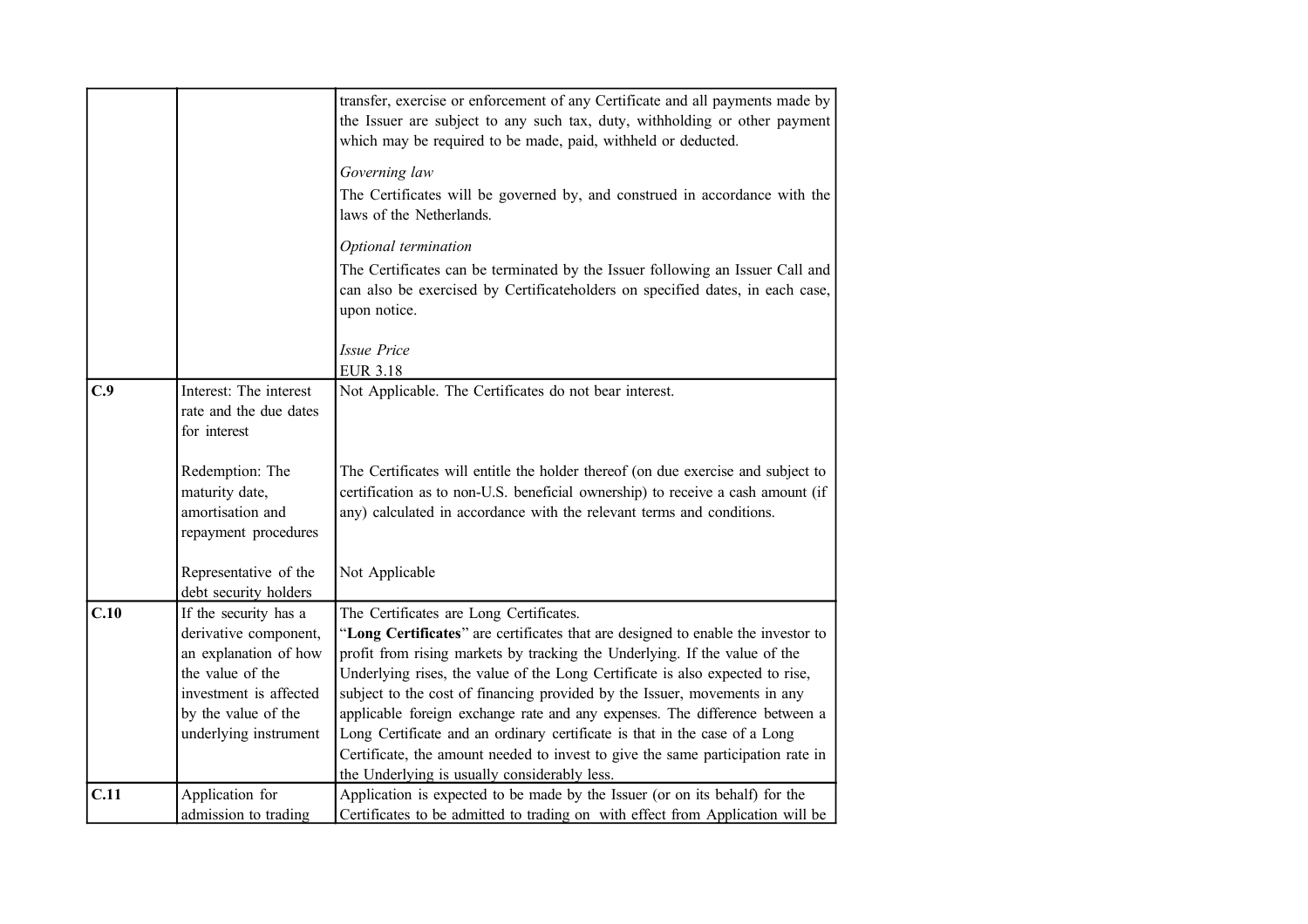| | | |
|---|---|---|
| | | transfer, exercise or enforcement of any Certificate and all payments made by the Issuer are subject to any such tax, duty, withholding or other payment which may be required to be made, paid, withheld or deducted.<br><br>*Governing law*<br>The Certificates will be governed by, and construed in accordance with the laws of the Netherlands.<br><br>*Optional termination*<br>The Certificates can be terminated by the Issuer following an Issuer Call and can also be exercised by Certificateholders on specified dates, in each case, upon notice.<br><br>*Issue Price*<br>EUR 3.18 |
| **C.9** | Interest: The interest rate and the due dates for interest<br><br>Redemption: The maturity date, amortisation and repayment procedures<br><br>Representative of the debt security holders | Not Applicable. The Certificates do not bear interest.<br><br>The Certificates will entitle the holder thereof (on due exercise and subject to certification as to non-U.S. beneficial ownership) to receive a cash amount (if any) calculated in accordance with the relevant terms and conditions.<br><br>Not Applicable |
| **C.10** | If the security has a derivative component, an explanation of how the value of the investment is affected by the value of the underlying instrument | The Certificates are Long Certificates.<br>"**Long Certificates**" are certificates that are designed to enable the investor to profit from rising markets by tracking the Underlying. If the value of the Underlying rises, the value of the Long Certificate is also expected to rise, subject to the cost of financing provided by the Issuer, movements in any applicable foreign exchange rate and any expenses. The difference between a Long Certificate and an ordinary certificate is that in the case of a Long Certificate, the amount needed to invest to give the same participation rate in the Underlying is usually considerably less. |
| **C.11** | Application for admission to trading | Application is expected to be made by the Issuer (or on its behalf) for the Certificates to be admitted to trading on with effect from Application will be |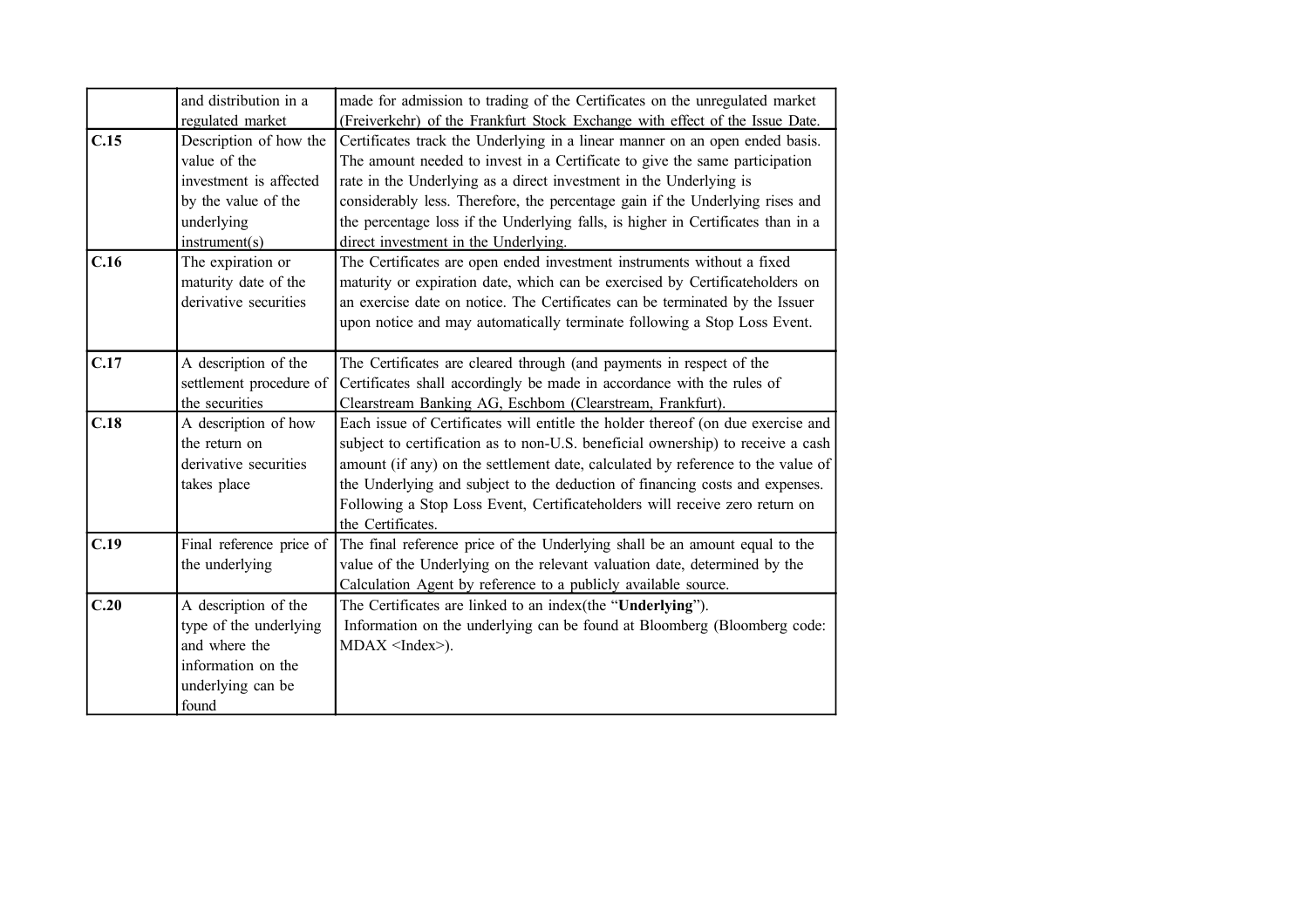| | | |
|---|---|---|
| | and distribution in a regulated market | made for admission to trading of the Certificates on the unregulated market (Freiverkehr) of the Frankfurt Stock Exchange with effect of the Issue Date. |
| **C.15** | Description of how the value of the investment is affected by the value of the underlying instrument(s) | Certificates track the Underlying in a linear manner on an open ended basis. The amount needed to invest in a Certificate to give the same participation rate in the Underlying as a direct investment in the Underlying is considerably less. Therefore, the percentage gain if the Underlying rises and the percentage loss if the Underlying falls, is higher in Certificates than in a direct investment in the Underlying. |
| **C.16** | The expiration or maturity date of the derivative securities | The Certificates are open ended investment instruments without a fixed maturity or expiration date, which can be exercised by Certificateholders on an exercise date on notice. The Certificates can be terminated by the Issuer upon notice and may automatically terminate following a Stop Loss Event. |
| **C.17** | A description of the settlement procedure of the securities | The Certificates are cleared through (and payments in respect of the Certificates shall accordingly be made in accordance with the rules of Clearstream Banking AG, Eschbom (Clearstream, Frankfurt). |
| **C.18** | A description of how the return on derivative securities takes place | Each issue of Certificates will entitle the holder thereof (on due exercise and subject to certification as to non-U.S. beneficial ownership) to receive a cash amount (if any) on the settlement date, calculated by reference to the value of the Underlying and subject to the deduction of financing costs and expenses. Following a Stop Loss Event, Certificateholders will receive zero return on the Certificates. |
| **C.19** | Final reference price of the underlying | The final reference price of the Underlying shall be an amount equal to the value of the Underlying on the relevant valuation date, determined by the Calculation Agent by reference to a publicly available source. |
| **C.20** | A description of the type of the underlying and where the information on the underlying can be found | The Certificates are linked to an index(the "**Underlying**"). Information on the underlying can be found at Bloomberg (Bloomberg code: MDAX <Index>). |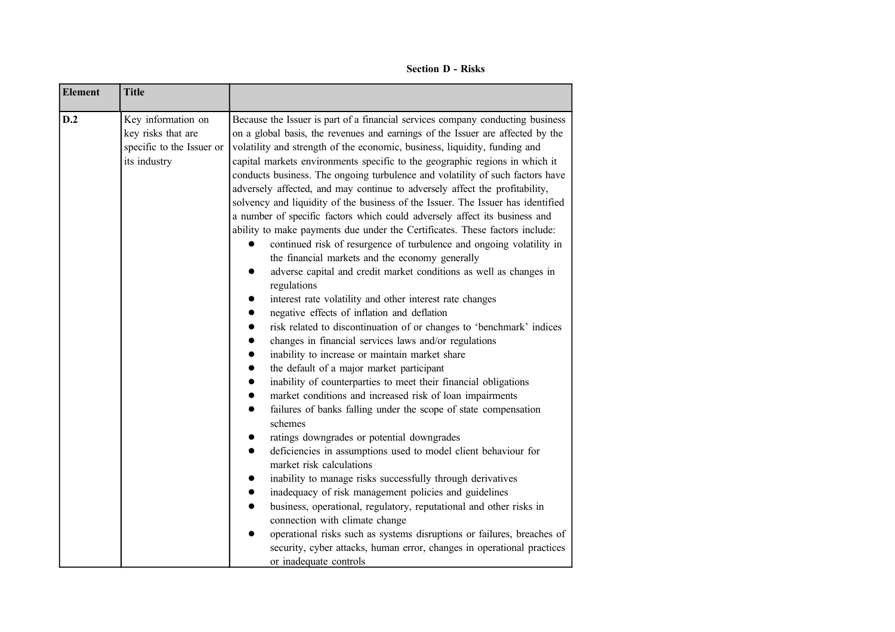**Section D - Risks**

| Element | Title | |
|---|---|---|
| D.2 | Key information on key risks that are specific to the Issuer or its industry | Because the Issuer is part of a financial services company conducting business on a global basis, the revenues and earnings of the Issuer are affected by the volatility and strength of the economic, business, liquidity, funding and capital markets environments specific to the geographic regions in which it conducts business. The ongoing turbulence and volatility of such factors have adversely affected, and may continue to adversely affect the profitability, solvency and liquidity of the business of the Issuer. The Issuer has identified a number of specific factors which could adversely affect its business and ability to make payments due under the Certificates. These factors include:<br>● continued risk of resurgence of turbulence and ongoing volatility in the financial markets and the economy generally<br>● adverse capital and credit market conditions as well as changes in regulations<br>● interest rate volatility and other interest rate changes<br>● negative effects of inflation and deflation<br>● risk related to discontinuation of or changes to 'benchmark' indices<br>● changes in financial services laws and/or regulations<br>● inability to increase or maintain market share<br>● the default of a major market participant<br>● inability of counterparties to meet their financial obligations<br>● market conditions and increased risk of loan impairments<br>● failures of banks falling under the scope of state compensation schemes<br>● ratings downgrades or potential downgrades<br>● deficiencies in assumptions used to model client behaviour for market risk calculations<br>● inability to manage risks successfully through derivatives<br>● inadequacy of risk management policies and guidelines<br>● business, operational, regulatory, reputational and other risks in connection with climate change<br>● operational risks such as systems disruptions or failures, breaches of security, cyber attacks, human error, changes in operational practices or inadequate controls |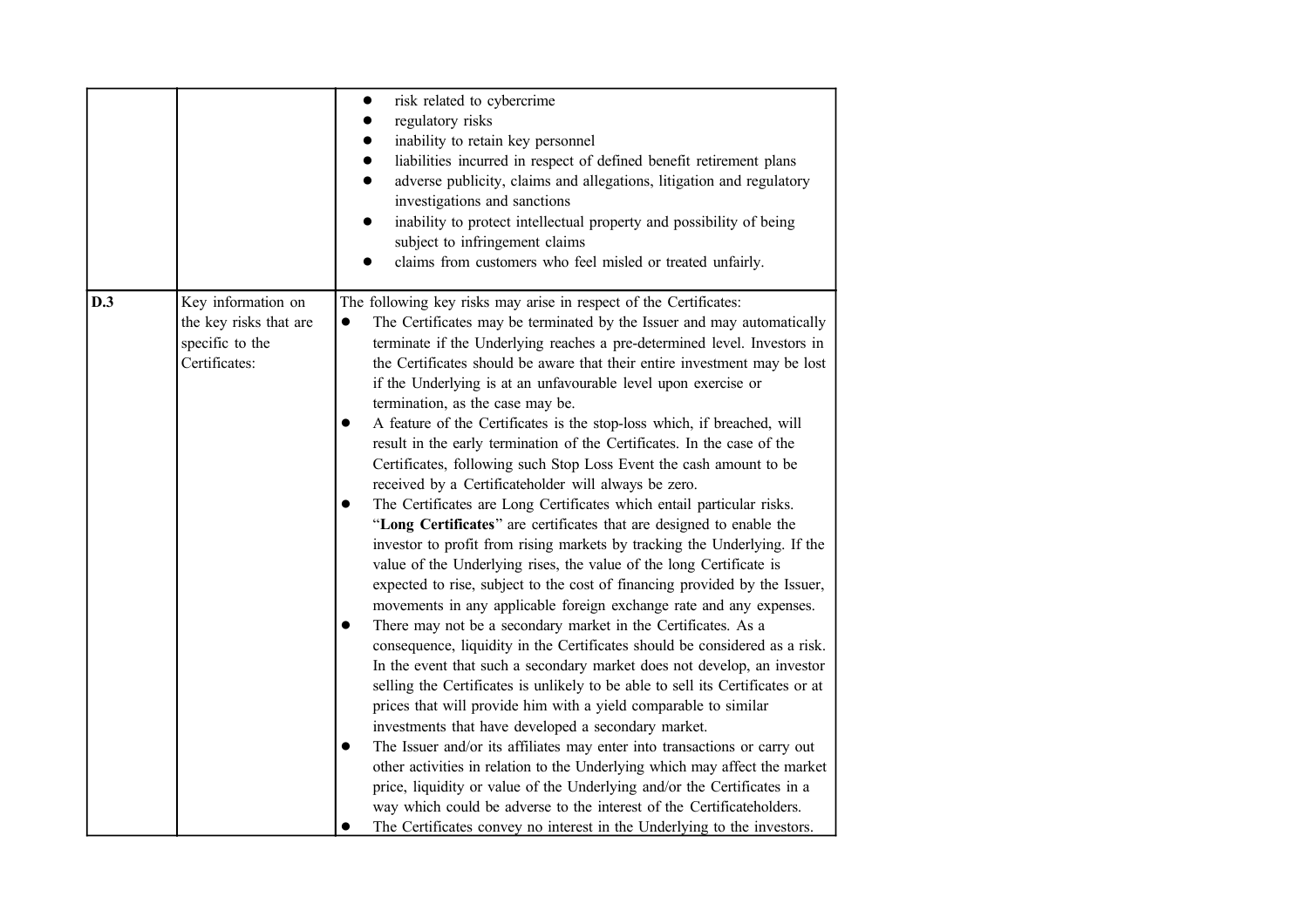| | | |
|---|---|---|
| | | • risk related to cybercrime<br>• regulatory risks<br>• inability to retain key personnel<br>• liabilities incurred in respect of defined benefit retirement plans<br>• adverse publicity, claims and allegations, litigation and regulatory investigations and sanctions<br>• inability to protect intellectual property and possibility of being subject to infringement claims<br>• claims from customers who feel misled or treated unfairly. |
| **D.3** | Key information on the key risks that are specific to the Certificates: | The following key risks may arise in respect of the Certificates:<br>• The Certificates may be terminated by the Issuer and may automatically terminate if the Underlying reaches a pre-determined level. Investors in the Certificates should be aware that their entire investment may be lost if the Underlying is at an unfavourable level upon exercise or termination, as the case may be.<br>• A feature of the Certificates is the stop-loss which, if breached, will result in the early termination of the Certificates. In the case of the Certificates, following such Stop Loss Event the cash amount to be received by a Certificateholder will always be zero.<br>• The Certificates are Long Certificates which entail particular risks. "**Long Certificates**" are certificates that are designed to enable the investor to profit from rising markets by tracking the Underlying. If the value of the Underlying rises, the value of the long Certificate is expected to rise, subject to the cost of financing provided by the Issuer, movements in any applicable foreign exchange rate and any expenses.<br>• There may not be a secondary market in the Certificates. As a consequence, liquidity in the Certificates should be considered as a risk. In the event that such a secondary market does not develop, an investor selling the Certificates is unlikely to be able to sell its Certificates or at prices that will provide him with a yield comparable to similar investments that have developed a secondary market.<br>• The Issuer and/or its affiliates may enter into transactions or carry out other activities in relation to the Underlying which may affect the market price, liquidity or value of the Underlying and/or the Certificates in a way which could be adverse to the interest of the Certificateholders.<br>• The Certificates convey no interest in the Underlying to the investors. |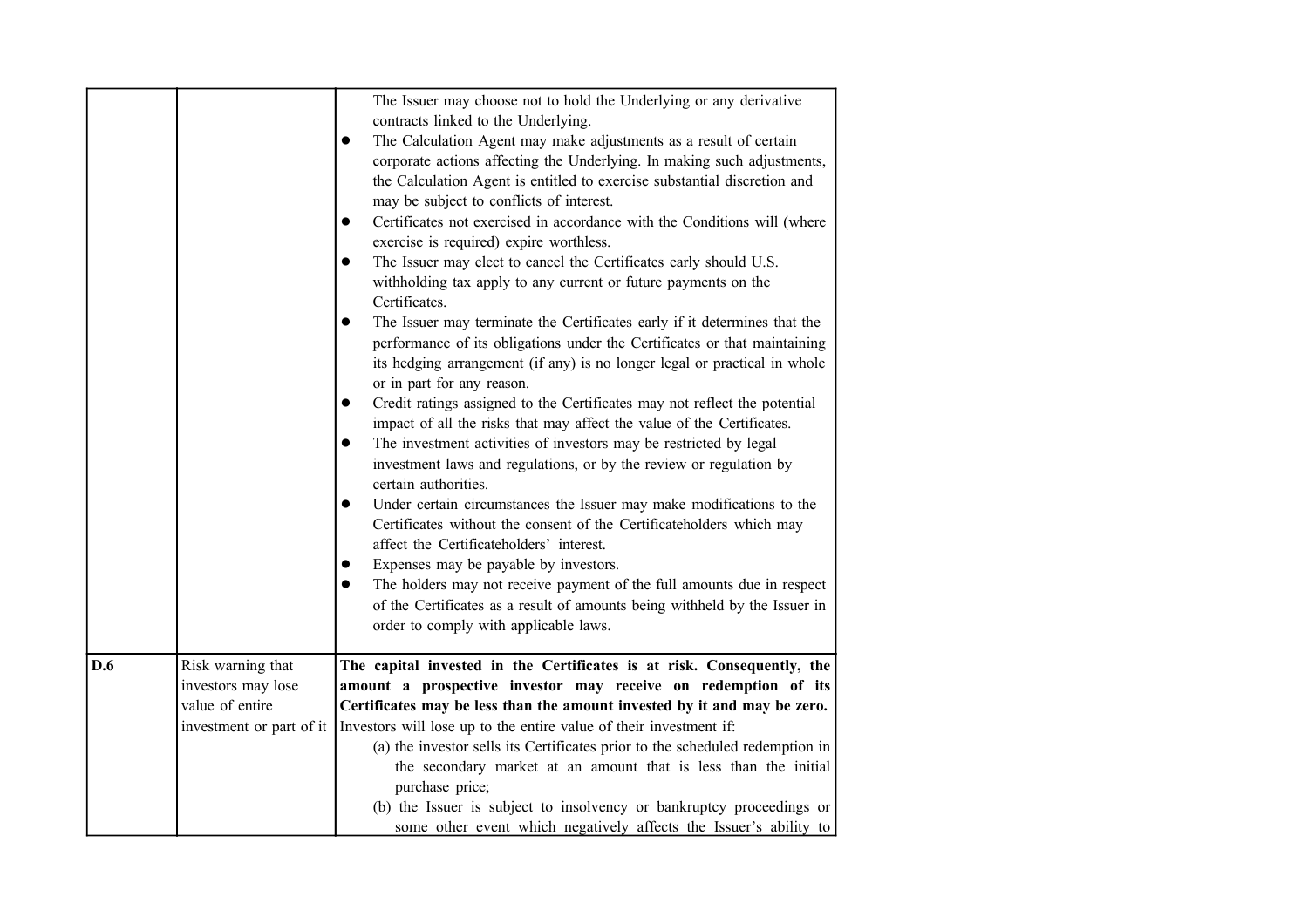| | | |
|---|---|---|
| | | The Issuer may choose not to hold the Underlying or any derivative contracts linked to the Underlying.<br>● The Calculation Agent may make adjustments as a result of certain corporate actions affecting the Underlying. In making such adjustments, the Calculation Agent is entitled to exercise substantial discretion and may be subject to conflicts of interest.<br>● Certificates not exercised in accordance with the Conditions will (where exercise is required) expire worthless.<br>● The Issuer may elect to cancel the Certificates early should U.S. withholding tax apply to any current or future payments on the Certificates.<br>● The Issuer may terminate the Certificates early if it determines that the performance of its obligations under the Certificates or that maintaining its hedging arrangement (if any) is no longer legal or practical in whole or in part for any reason.<br>● Credit ratings assigned to the Certificates may not reflect the potential impact of all the risks that may affect the value of the Certificates.<br>● The investment activities of investors may be restricted by legal investment laws and regulations, or by the review or regulation by certain authorities.<br>● Under certain circumstances the Issuer may make modifications to the Certificates without the consent of the Certificateholders which may affect the Certificateholders' interest.<br>● Expenses may be payable by investors.<br>● The holders may not receive payment of the full amounts due in respect of the Certificates as a result of amounts being withheld by the Issuer in order to comply with applicable laws. |
| **D.6** | Risk warning that investors may lose value of entire investment or part of it | **The capital invested in the Certificates is at risk. Consequently, the amount a prospective investor may receive on redemption of its Certificates may be less than the amount invested by it and may be zero.**<br>Investors will lose up to the entire value of their investment if:<br>(a) the investor sells its Certificates prior to the scheduled redemption in the secondary market at an amount that is less than the initial purchase price;<br>(b) the Issuer is subject to insolvency or bankruptcy proceedings or some other event which negatively affects the Issuer's ability to |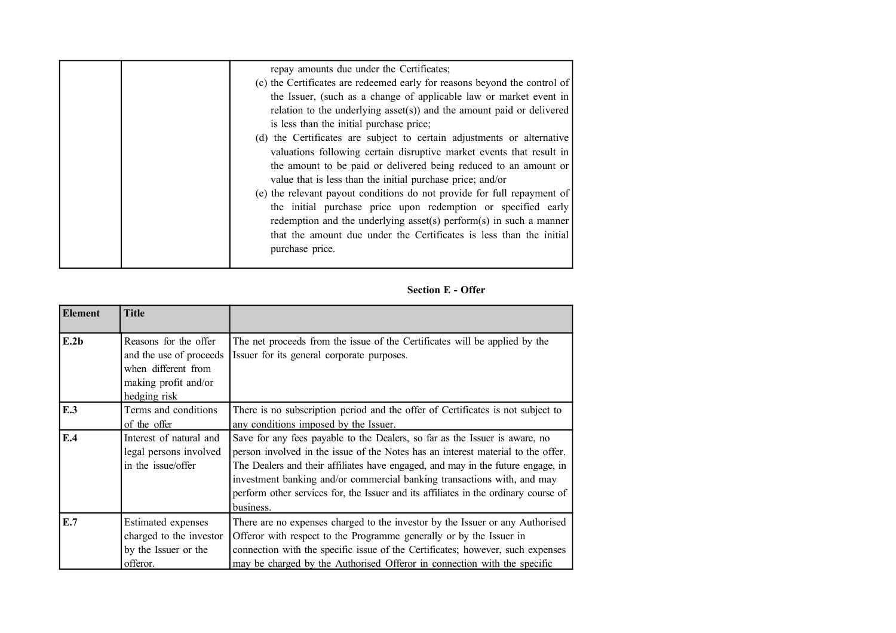| | | |
|---|---|---|
| | | repay amounts due under the Certificates;<br>(c) the Certificates are redeemed early for reasons beyond the control of the Issuer, (such as a change of applicable law or market event in relation to the underlying asset(s)) and the amount paid or delivered is less than the initial purchase price;<br>(d) the Certificates are subject to certain adjustments or alternative valuations following certain disruptive market events that result in the amount to be paid or delivered being reduced to an amount or value that is less than the initial purchase price; and/or<br>(e) the relevant payout conditions do not provide for full repayment of the initial purchase price upon redemption or specified early redemption and the underlying asset(s) perform(s) in such a manner that the amount due under the Certificates is less than the initial purchase price. |

## Section E - Offer

| Element | Title | |
|---|---|---|
| E.2b | Reasons for the offer and the use of proceeds when different from making profit and/or hedging risk | The net proceeds from the issue of the Certificates will be applied by the Issuer for its general corporate purposes. |
| E.3 | Terms and conditions of the offer | There is no subscription period and the offer of Certificates is not subject to any conditions imposed by the Issuer. |
| E.4 | Interest of natural and legal persons involved in the issue/offer | Save for any fees payable to the Dealers, so far as the Issuer is aware, no person involved in the issue of the Notes has an interest material to the offer. The Dealers and their affiliates have engaged, and may in the future engage, in investment banking and/or commercial banking transactions with, and may perform other services for, the Issuer and its affiliates in the ordinary course of business. |
| E.7 | Estimated expenses charged to the investor by the Issuer or the offeror. | There are no expenses charged to the investor by the Issuer or any Authorised Offeror with respect to the Programme generally or by the Issuer in connection with the specific issue of the Certificates; however, such expenses may be charged by the Authorised Offeror in connection with the specific |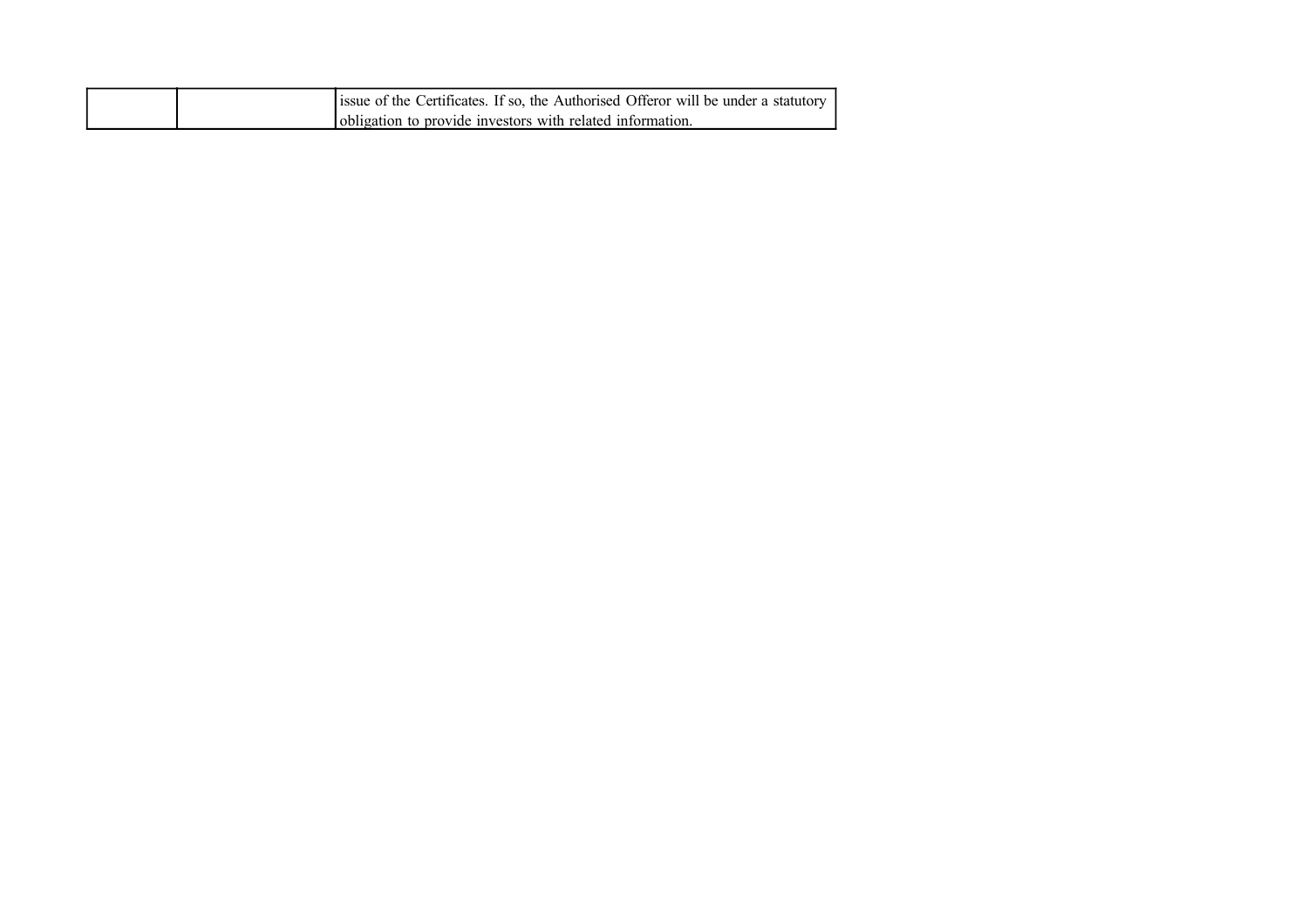| | | |
|---|---|---|
| | | issue of the Certificates. If so, the Authorised Offeror will be under a statutory obligation to provide investors with related information. |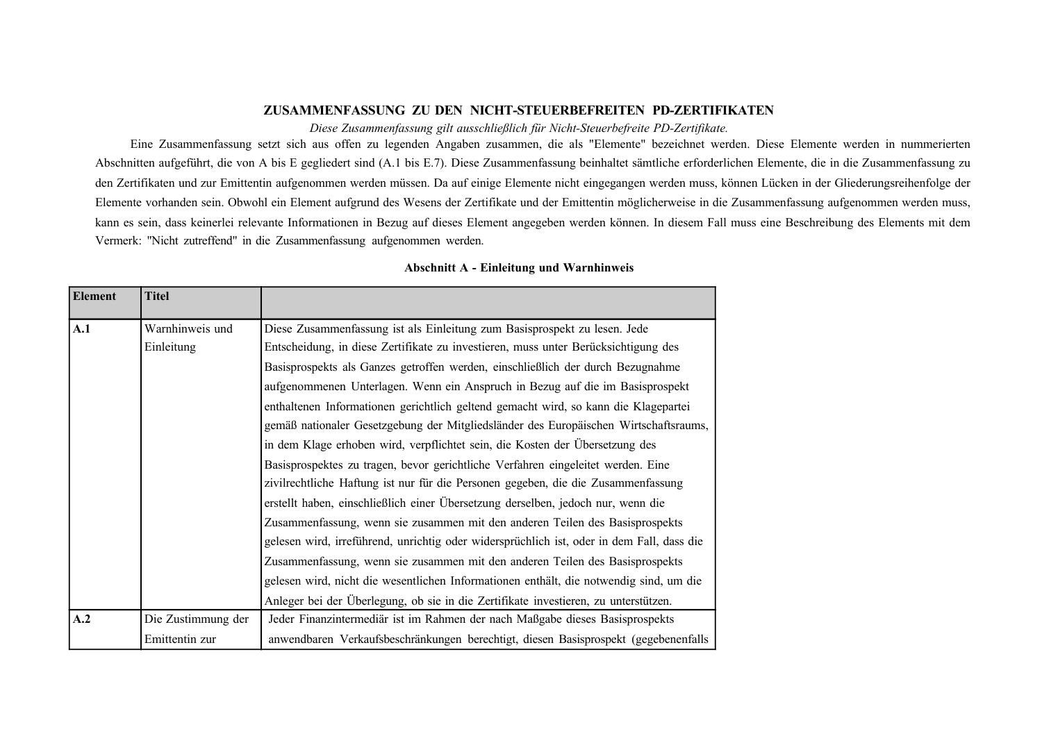## ZUSAMMENFASSUNG ZU DEN NICHT-STEUERBEFREITEN PD-ZERTIFIKATEN

*Diese Zusammenfassung gilt ausschließlich für Nicht-Steuerbefreite PD-Zertifikate.*

Eine Zusammenfassung setzt sich aus offen zu legenden Angaben zusammen, die als "Elemente" bezeichnet werden. Diese Elemente werden in nummerierten Abschnitten aufgeführt, die von A bis E gegliedert sind (A.1 bis E.7). Diese Zusammenfassung beinhaltet sämtliche erforderlichen Elemente, die in die Zusammenfassung zu den Zertifikaten und zur Emittentin aufgenommen werden müssen. Da auf einige Elemente nicht eingegangen werden muss, können Lücken in der Gliederungsreihenfolge der Elemente vorhanden sein. Obwohl ein Element aufgrund des Wesens der Zertifikate und der Emittentin möglicherweise in die Zusammenfassung aufgenommen werden muss, kann es sein, dass keinerlei relevante Informationen in Bezug auf dieses Element angegeben werden können. In diesem Fall muss eine Beschreibung des Elements mit dem Vermerk: "Nicht zutreffend" in die Zusammenfassung aufgenommen werden.

### Abschnitt A - Einleitung und Warnhinweis

| Element | Titel | |
|---|---|---|
| **A.1** | Warnhinweis und Einleitung | Diese Zusammenfassung ist als Einleitung zum Basisprospekt zu lesen. Jede Entscheidung, in diese Zertifikate zu investieren, muss unter Berücksichtigung des Basisprospekts als Ganzes getroffen werden, einschließlich der durch Bezugnahme aufgenommenen Unterlagen. Wenn ein Anspruch in Bezug auf die im Basisprospekt enthaltenen Informationen gerichtlich geltend gemacht wird, so kann die Klagepartei gemäß nationaler Gesetzgebung der Mitgliedsländer des Europäischen Wirtschaftsraums, in dem Klage erhoben wird, verpflichtet sein, die Kosten der Übersetzung des Basisprospektes zu tragen, bevor gerichtliche Verfahren eingeleitet werden. Eine zivilrechtliche Haftung ist nur für die Personen gegeben, die die Zusammenfassung erstellt haben, einschließlich einer Übersetzung derselben, jedoch nur, wenn die Zusammenfassung, wenn sie zusammen mit den anderen Teilen des Basisprospekts gelesen wird, irreführend, unrichtig oder widersprüchlich ist, oder in dem Fall, dass die Zusammenfassung, wenn sie zusammen mit den anderen Teilen des Basisprospekts gelesen wird, nicht die wesentlichen Informationen enthält, die notwendig sind, um die Anleger bei der Überlegung, ob sie in die Zertifikate investieren, zu unterstützen. |
| **A.2** | Die Zustimmung der Emittentin zur | Jeder Finanzintermediär ist im Rahmen der nach Maßgabe dieses Basisprospekts anwendbaren Verkaufsbeschränkungen berechtigt, diesen Basisprospekt (gegebenenfalls |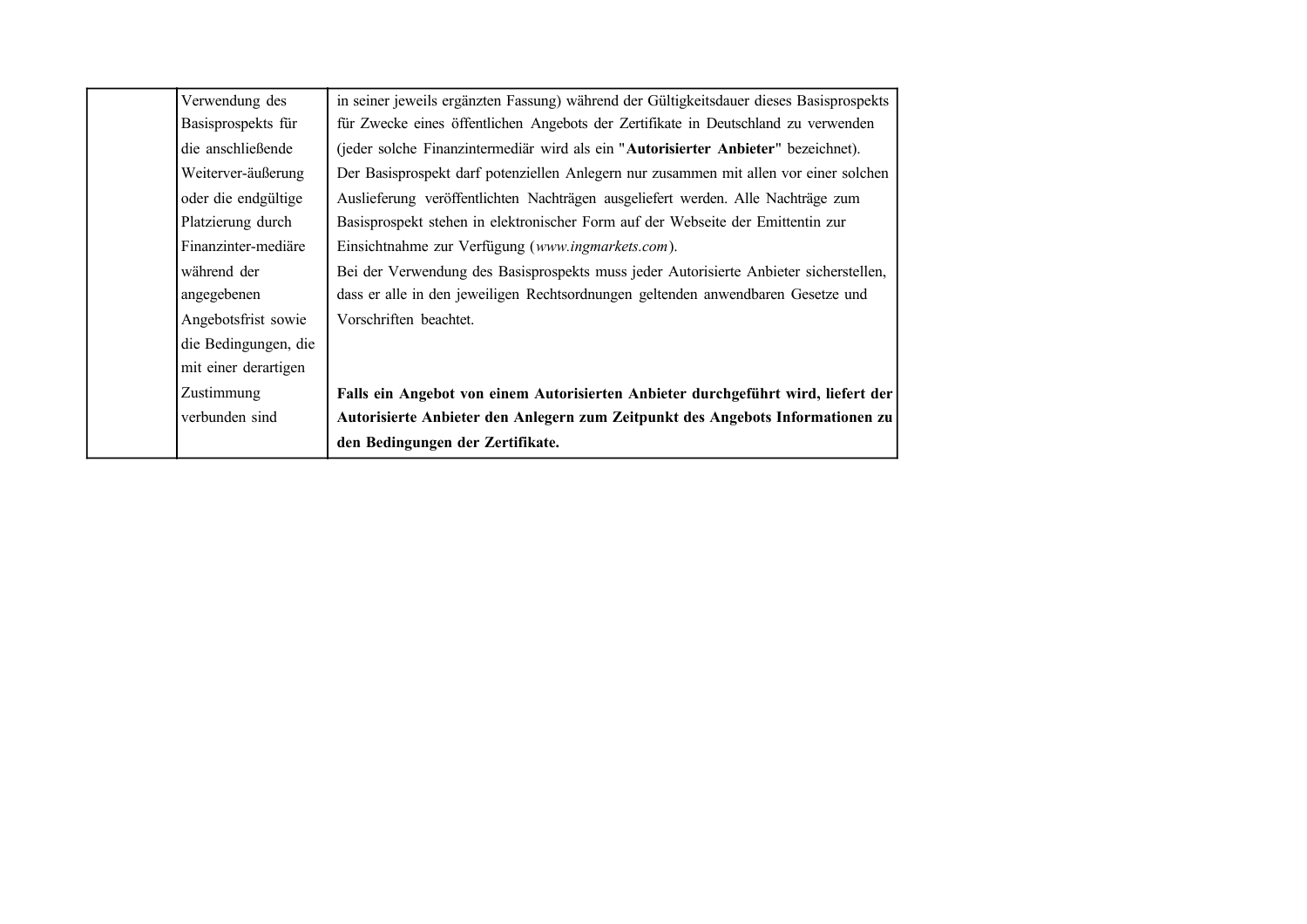| | | |
|---|---|---|
| | Verwendung des Basisprospekts für die anschließende Weiterver-äußerung oder die endgültige Platzierung durch Finanzinter-mediäre während der angegebenen Angebotsfrist sowie die Bedingungen, die mit einer derartigen Zustimmung verbunden sind | in seiner jeweils ergänzten Fassung) während der Gültigkeitsdauer dieses Basisprospekts für Zwecke eines öffentlichen Angebots der Zertifikate in Deutschland zu verwenden (jeder solche Finanzintermediär wird als ein "**Autorisierter Anbieter**" bezeichnet).<br>Der Basisprospekt darf potenziellen Anlegern nur zusammen mit allen vor einer solchen Auslieferung veröffentlichten Nachträgen ausgeliefert werden. Alle Nachträge zum Basisprospekt stehen in elektronischer Form auf der Webseite der Emittentin zur Einsichtnahme zur Verfügung (*www.ingmarkets.com*).<br>Bei der Verwendung des Basisprospekts muss jeder Autorisierte Anbieter sicherstellen, dass er alle in den jeweiligen Rechtsordnungen geltenden anwendbaren Gesetze und Vorschriften beachtet.<br><br>**Falls ein Angebot von einem Autorisierten Anbieter durchgeführt wird, liefert der Autorisierte Anbieter den Anlegern zum Zeitpunkt des Angebots Informationen zu den Bedingungen der Zertifikate.** |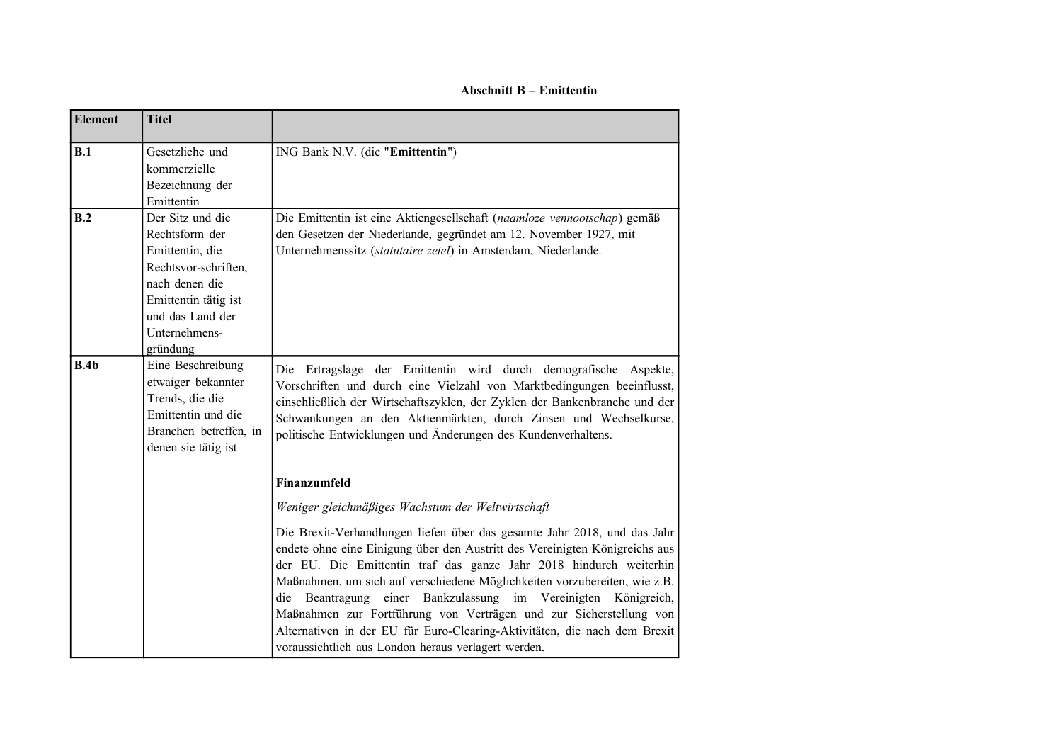**Abschnitt B – Emittentin**

| Element | Titel | |
|---|---|---|
| **B.1** | Gesetzliche und kommerzielle Bezeichnung der Emittentin | ING Bank N.V. (die "**Emittentin**") |
| **B.2** | Der Sitz und die Rechtsform der Emittentin, die Rechtsvor-schriften, nach denen die Emittentin tätig ist und das Land der Unternehmens-gründung | Die Emittentin ist eine Aktiengesellschaft (*naamloze vennootschap*) gemäß den Gesetzen der Niederlande, gegründet am 12. November 1927, mit Unternehmenssitz (*statutaire zetel*) in Amsterdam, Niederlande. |
| **B.4b** | Eine Beschreibung etwaiger bekannter Trends, die die Emittentin und die Branchen betreffen, in denen sie tätig ist | Die Ertragslage der Emittentin wird durch demografische Aspekte, Vorschriften und durch eine Vielzahl von Marktbedingungen beeinflusst, einschließlich der Wirtschaftszyklen, der Zyklen der Bankenbranche und der Schwankungen an den Aktienmärkten, durch Zinsen und Wechselkurse, politische Entwicklungen und Änderungen des Kundenverhaltens.<br><br>**Finanzumfeld**<br><br>*Weniger gleichmäßiges Wachstum der Weltwirtschaft*<br><br>Die Brexit-Verhandlungen liefen über das gesamte Jahr 2018, und das Jahr endete ohne eine Einigung über den Austritt des Vereinigten Königreichs aus der EU. Die Emittentin traf das ganze Jahr 2018 hindurch weiterhin Maßnahmen, um sich auf verschiedene Möglichkeiten vorzubereiten, wie z.B. die Beantragung einer Bankzulassung im Vereinigten Königreich, Maßnahmen zur Fortführung von Verträgen und zur Sicherstellung von Alternativen in der EU für Euro-Clearing-Aktivitäten, die nach dem Brexit voraussichtlich aus London heraus verlagert werden. |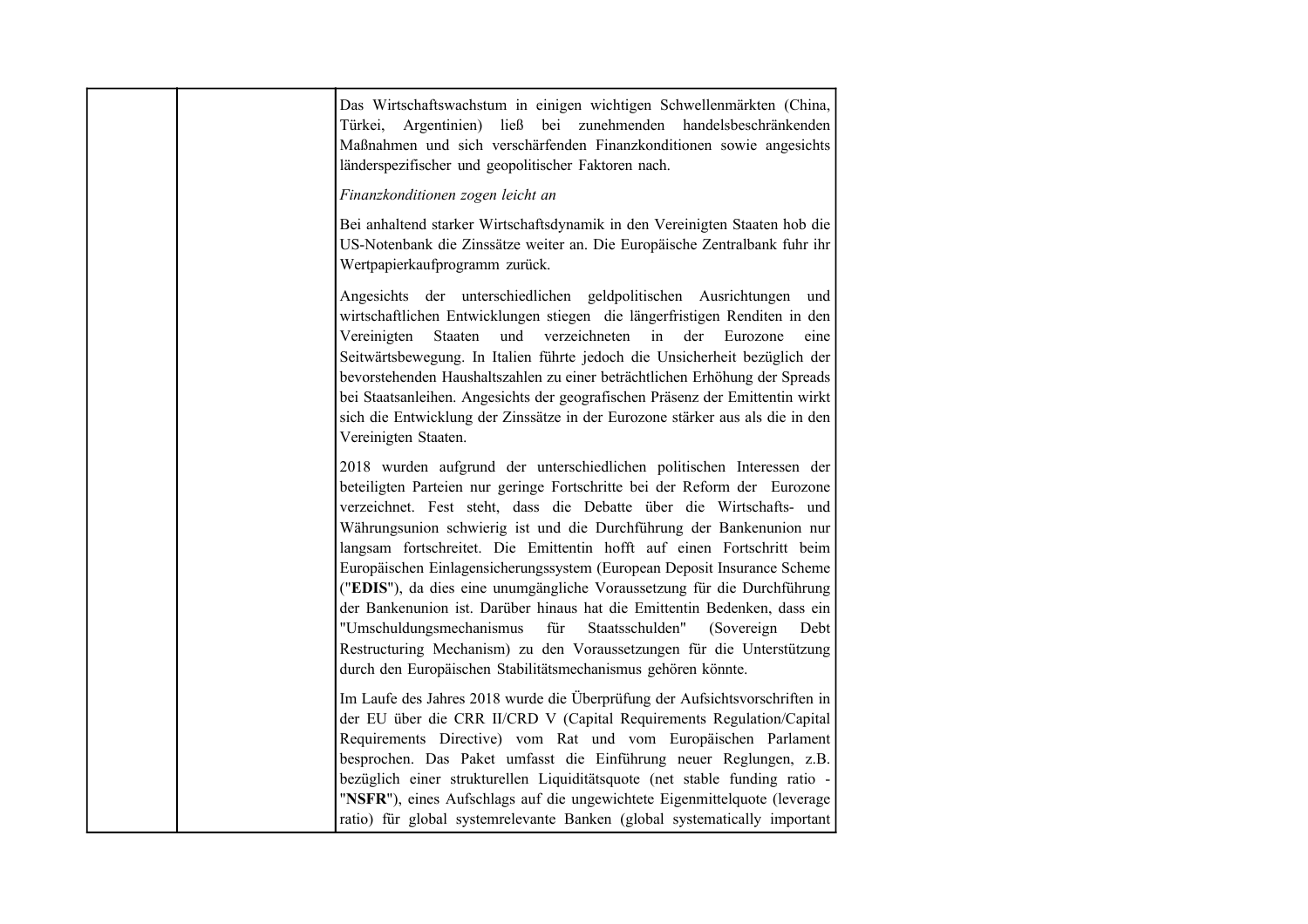| | | Das Wirtschaftswachstum in einigen wichtigen Schwellenmärkten (China, Türkei, Argentinien) ließ bei zunehmenden handelsbeschränkenden Maßnahmen und sich verschärfenden Finanzkonditionen sowie angesichts länderspezifischer und geopolitischer Faktoren nach.<br><br>*Finanzkonditionen zogen leicht an*<br><br>Bei anhaltend starker Wirtschaftsdynamik in den Vereinigten Staaten hob die US-Notenbank die Zinssätze weiter an. Die Europäische Zentralbank fuhr ihr Wertpapierkaufprogramm zurück.<br><br>Angesichts der unterschiedlichen geldpolitischen Ausrichtungen und wirtschaftlichen Entwicklungen stiegen die längerfristigen Renditen in den Vereinigten Staaten und verzeichneten in der Eurozone eine Seitwärtsbewegung. In Italien führte jedoch die Unsicherheit bezüglich der bevorstehenden Haushaltszahlen zu einer beträchtlichen Erhöhung der Spreads bei Staatsanleihen. Angesichts der geografischen Präsenz der Emittentin wirkt sich die Entwicklung der Zinssätze in der Eurozone stärker aus als die in den Vereinigten Staaten.<br><br>2018 wurden aufgrund der unterschiedlichen politischen Interessen der beteiligten Parteien nur geringe Fortschritte bei der Reform der Eurozone verzeichnet. Fest steht, dass die Debatte über die Wirtschafts- und Währungsunion schwierig ist und die Durchführung der Bankenunion nur langsam fortschreitet. Die Emittentin hofft auf einen Fortschritt beim Europäischen Einlagensicherungssystem (European Deposit Insurance Scheme ("**EDIS**"), da dies eine unumgängliche Voraussetzung für die Durchführung der Bankenunion ist. Darüber hinaus hat die Emittentin Bedenken, dass ein "Umschuldungsmechanismus für Staatsschulden" (Sovereign Debt Restructuring Mechanism) zu den Voraussetzungen für die Unterstützung durch den Europäischen Stabilitätsmechanismus gehören könnte.<br><br>Im Laufe des Jahres 2018 wurde die Überprüfung der Aufsichtsvorschriften in der EU über die CRR II/CRD V (Capital Requirements Regulation/Capital Requirements Directive) vom Rat und vom Europäischen Parlament besprochen. Das Paket umfasst die Einführung neuer Reglungen, z.B. bezüglich einer strukturellen Liquiditätsquote (net stable funding ratio - "**NSFR**"), eines Aufschlags auf die ungewichtete Eigenmittelquote (leverage ratio) für global systemrelevante Banken (global systematically important |
|---|---|---|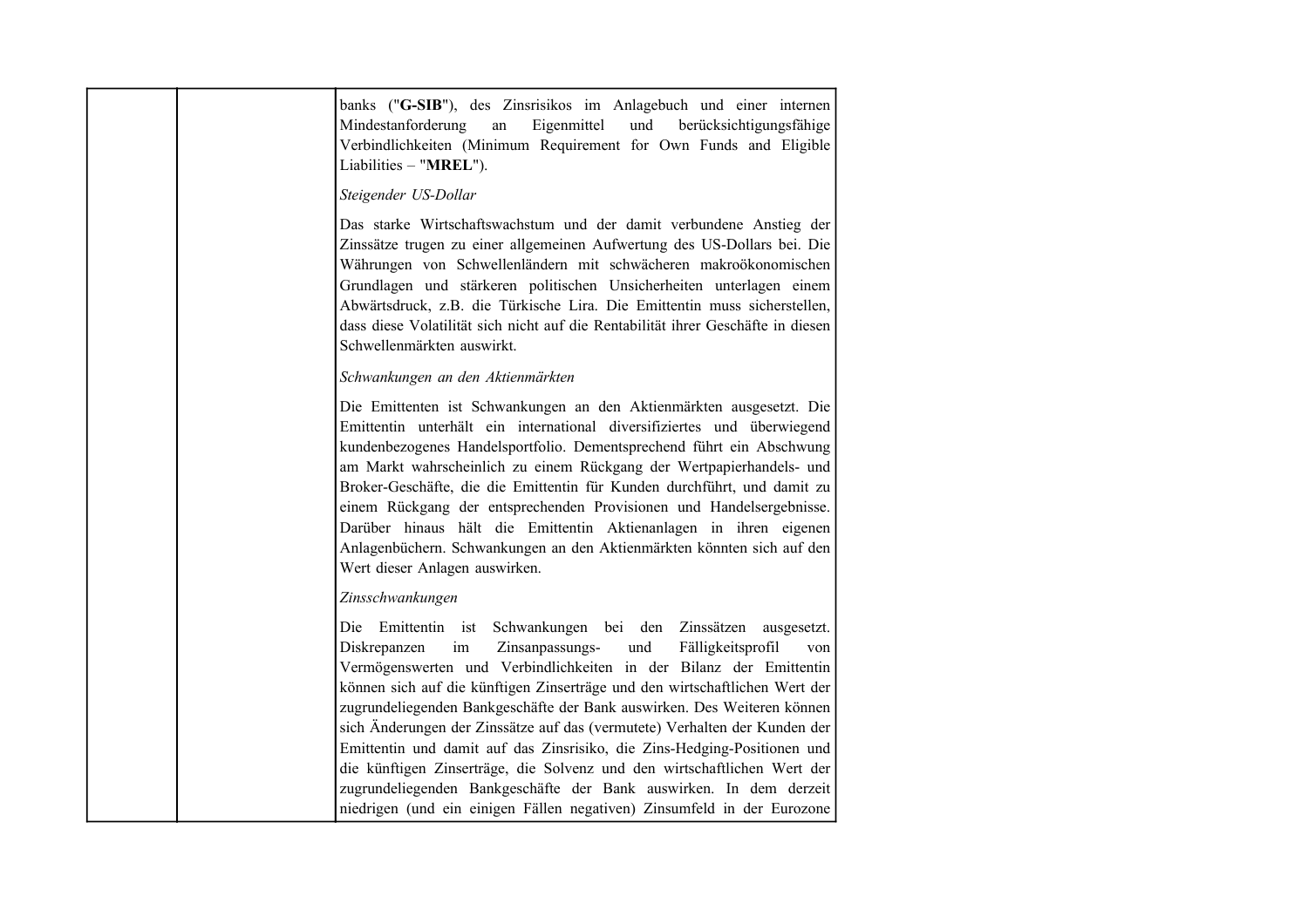| | | banks ("**G-SIB**"), des Zinsrisikos im Anlagebuch und einer internen Mindestanforderung an Eigenmittel und berücksichtigungsfähige Verbindlichkeiten (Minimum Requirement for Own Funds and Eligible Liabilities – "**MREL**").<br><br>*Steigender US-Dollar*<br><br>Das starke Wirtschaftswachstum und der damit verbundene Anstieg der Zinssätze trugen zu einer allgemeinen Aufwertung des US-Dollars bei. Die Währungen von Schwellenländern mit schwächeren makroökonomischen Grundlagen und stärkeren politischen Unsicherheiten unterlagen einem Abwärtsdruck, z.B. die Türkische Lira. Die Emittentin muss sicherstellen, dass diese Volatilität sich nicht auf die Rentabilität ihrer Geschäfte in diesen Schwellenmärkten auswirkt.<br><br>*Schwankungen an den Aktienmärkten*<br><br>Die Emittenten ist Schwankungen an den Aktienmärkten ausgesetzt. Die Emittentin unterhält ein international diversifiziertes und überwiegend kundenbezogenes Handelsportfolio. Dementsprechend führt ein Abschwung am Markt wahrscheinlich zu einem Rückgang der Wertpapierhandels- und Broker-Geschäfte, die die Emittentin für Kunden durchführt, und damit zu einem Rückgang der entsprechenden Provisionen und Handelsergebnisse. Darüber hinaus hält die Emittentin Aktienanlagen in ihren eigenen Anlagenbüchern. Schwankungen an den Aktienmärkten könnten sich auf den Wert dieser Anlagen auswirken.<br><br>*Zinsschwankungen*<br><br>Die Emittentin ist Schwankungen bei den Zinssätzen ausgesetzt. Diskrepanzen im Zinsanpassungs- und Fälligkeitsprofil von Vermögenswerten und Verbindlichkeiten in der Bilanz der Emittentin können sich auf die künftigen Zinserträge und den wirtschaftlichen Wert der zugrundeliegenden Bankgeschäfte der Bank auswirken. Des Weiteren können sich Änderungen der Zinssätze auf das (vermutete) Verhalten der Kunden der Emittentin und damit auf das Zinsrisiko, die Zins-Hedging-Positionen und die künftigen Zinserträge, die Solvenz und den wirtschaftlichen Wert der zugrundeliegenden Bankgeschäfte der Bank auswirken. In dem derzeit niedrigen (und ein einigen Fällen negativen) Zinsumfeld in der Eurozone |
|---|---|---|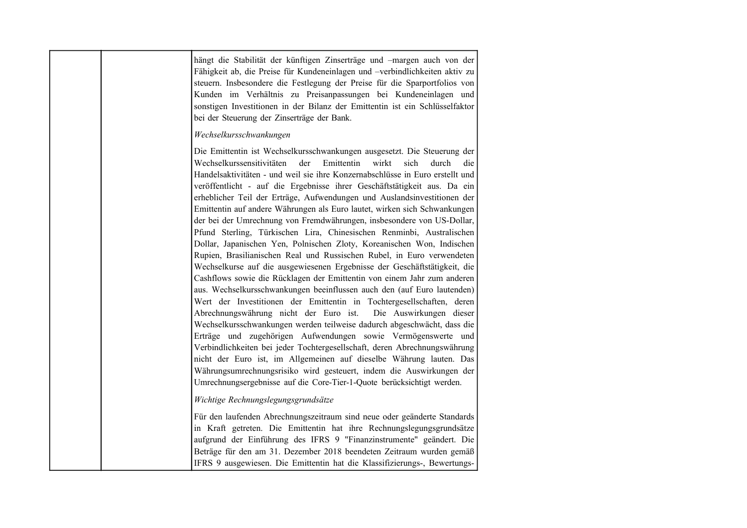| | | hängt die Stabilität der künftigen Zinserträge und –margen auch von der Fähigkeit ab, die Preise für Kundeneinlagen und –verbindlichkeiten aktiv zu steuern. Insbesondere die Festlegung der Preise für die Sparportfolios von Kunden im Verhältnis zu Preisanpassungen bei Kundeneinlagen und sonstigen Investitionen in der Bilanz der Emittentin ist ein Schlüsselfaktor bei der Steuerung der Zinserträge der Bank.<br><br>*Wechselkursschwankungen*<br><br>Die Emittentin ist Wechselkursschwankungen ausgesetzt. Die Steuerung der Wechselkurssensitivitäten der Emittentin wirkt sich durch die Handelsaktivitäten - und weil sie ihre Konzernabschlüsse in Euro erstellt und veröffentlicht - auf die Ergebnisse ihrer Geschäftstätigkeit aus. Da ein erheblicher Teil der Erträge, Aufwendungen und Auslandsinvestitionen der Emittentin auf andere Währungen als Euro lautet, wirken sich Schwankungen der bei der Umrechnung von Fremdwährungen, insbesondere von US-Dollar, Pfund Sterling, Türkischen Lira, Chinesischen Renminbi, Australischen Dollar, Japanischen Yen, Polnischen Zloty, Koreanischen Won, Indischen Rupien, Brasilianischen Real und Russischen Rubel, in Euro verwendeten Wechselkurse auf die ausgewiesenen Ergebnisse der Geschäftstätigkeit, die Cashflows sowie die Rücklagen der Emittentin von einem Jahr zum anderen aus. Wechselkursschwankungen beeinflussen auch den (auf Euro lautenden) Wert der Investitionen der Emittentin in Tochtergesellschaften, deren Abrechnungswährung nicht der Euro ist. Die Auswirkungen dieser Wechselkursschwankungen werden teilweise dadurch abgeschwächt, dass die Erträge und zugehörigen Aufwendungen sowie Vermögenswerte und Verbindlichkeiten bei jeder Tochtergesellschaft, deren Abrechnungswährung nicht der Euro ist, im Allgemeinen auf dieselbe Währung lauten. Das Währungsumrechnungsrisiko wird gesteuert, indem die Auswirkungen der Umrechnungsergebnisse auf die Core-Tier-1-Quote berücksichtigt werden.<br><br>*Wichtige Rechnungslegungsgrundsätze*<br><br>Für den laufenden Abrechnungszeitraum sind neue oder geänderte Standards in Kraft getreten. Die Emittentin hat ihre Rechnungslegungsgrundsätze aufgrund der Einführung des IFRS 9 "Finanzinstrumente" geändert. Die Beträge für den am 31. Dezember 2018 beendeten Zeitraum wurden gemäß IFRS 9 ausgewiesen. Die Emittentin hat die Klassifizierungs-, Bewertungs- |
|---|---|---|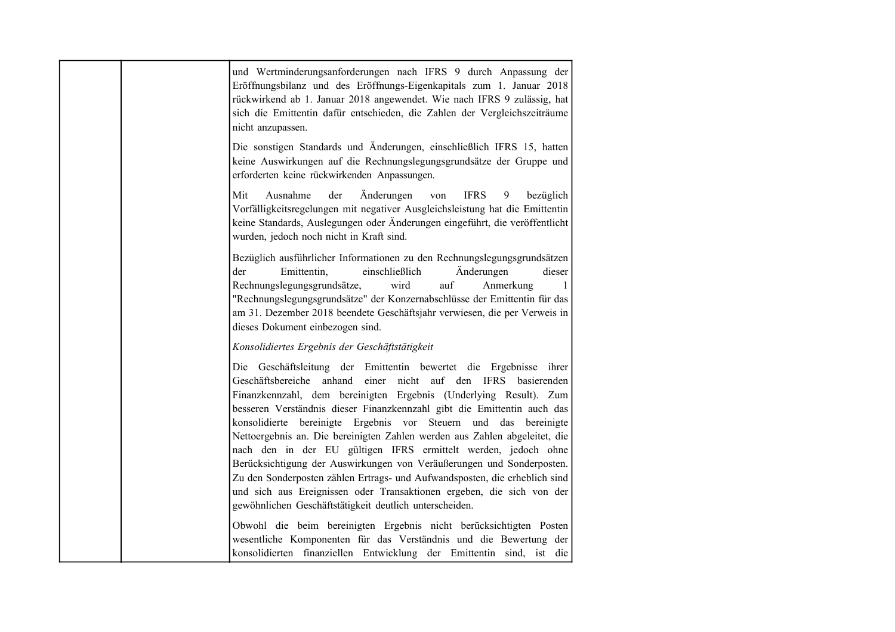| | | und Wertminderungsanforderungen nach IFRS 9 durch Anpassung der Eröffnungsbilanz und des Eröffnungs-Eigenkapitals zum 1. Januar 2018 rückwirkend ab 1. Januar 2018 angewendet. Wie nach IFRS 9 zulässig, hat sich die Emittentin dafür entschieden, die Zahlen der Vergleichszeiträume nicht anzupassen.<br><br>Die sonstigen Standards und Änderungen, einschließlich IFRS 15, hatten keine Auswirkungen auf die Rechnungslegungsgrundsätze der Gruppe und erforderten keine rückwirkenden Anpassungen.<br><br>Mit Ausnahme der Änderungen von IFRS 9 bezüglich Vorfälligkeitsregelungen mit negativer Ausgleichsleistung hat die Emittentin keine Standards, Auslegungen oder Änderungen eingeführt, die veröffentlicht wurden, jedoch noch nicht in Kraft sind.<br><br>Bezüglich ausführlicher Informationen zu den Rechnungslegungsgrundsätzen der Emittentin, einschließlich Änderungen dieser Rechnungslegungsgrundsätze, wird auf Anmerkung 1 "Rechnungslegungsgrundsätze" der Konzernabschlüsse der Emittentin für das am 31. Dezember 2018 beendete Geschäftsjahr verwiesen, die per Verweis in dieses Dokument einbezogen sind.<br><br>*Konsolidiertes Ergebnis der Geschäftstätigkeit*<br><br>Die Geschäftsleitung der Emittentin bewertet die Ergebnisse ihrer Geschäftsbereiche anhand einer nicht auf den IFRS basierenden Finanzkennzahl, dem bereinigten Ergebnis (Underlying Result). Zum besseren Verständnis dieser Finanzkennzahl gibt die Emittentin auch das konsolidierte bereinigte Ergebnis vor Steuern und das bereinigte Nettoergebnis an. Die bereinigten Zahlen werden aus Zahlen abgeleitet, die nach den in der EU gültigen IFRS ermittelt werden, jedoch ohne Berücksichtigung der Auswirkungen von Veräußerungen und Sonderposten. Zu den Sonderposten zählen Ertrags- und Aufwandsposten, die erheblich sind und sich aus Ereignissen oder Transaktionen ergeben, die sich von der gewöhnlichen Geschäftstätigkeit deutlich unterscheiden.<br><br>Obwohl die beim bereinigten Ergebnis nicht berücksichtigten Posten wesentliche Komponenten für das Verständnis und die Bewertung der konsolidierten finanziellen Entwicklung der Emittentin sind, ist die |
|---|---|---|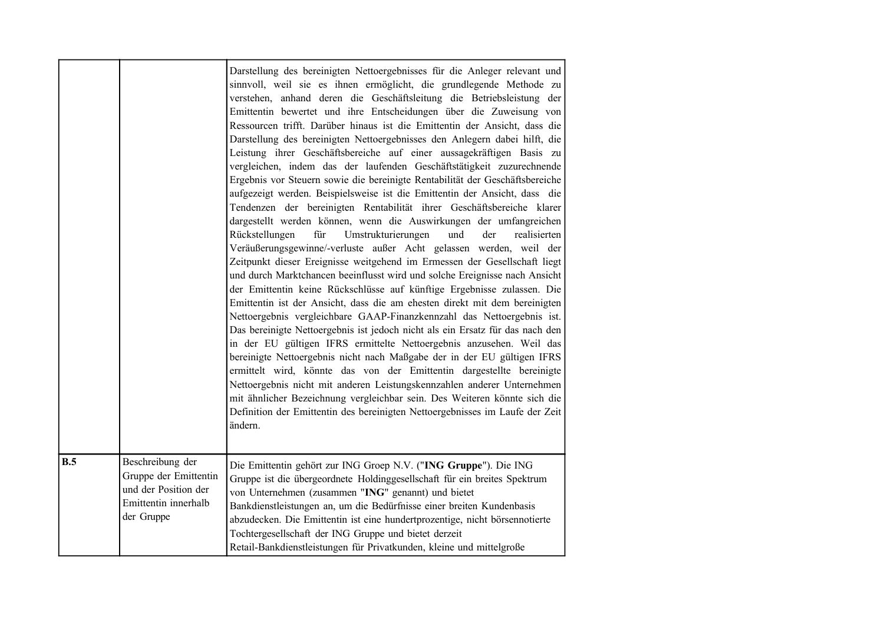| | | |
|---|---|---|
| | | Darstellung des bereinigten Nettoergebnisses für die Anleger relevant und sinnvoll, weil sie es ihnen ermöglicht, die grundlegende Methode zu verstehen, anhand deren die Geschäftsleitung die Betriebsleistung der Emittentin bewertet und ihre Entscheidungen über die Zuweisung von Ressourcen trifft. Darüber hinaus ist die Emittentin der Ansicht, dass die Darstellung des bereinigten Nettoergebnisses den Anlegern dabei hilft, die Leistung ihrer Geschäftsbereiche auf einer aussagekräftigen Basis zu vergleichen, indem das der laufenden Geschäftstätigkeit zuzurechnende Ergebnis vor Steuern sowie die bereinigte Rentabilität der Geschäftsbereiche aufgezeigt werden. Beispielsweise ist die Emittentin der Ansicht, dass die Tendenzen der bereinigten Rentabilität ihrer Geschäftsbereiche klarer dargestellt werden können, wenn die Auswirkungen der umfangreichen Rückstellungen für Umstrukturierungen und der realisierten Veräußerungsgewinne/-verluste außer Acht gelassen werden, weil der Zeitpunkt dieser Ereignisse weitgehend im Ermessen der Gesellschaft liegt und durch Marktchancen beeinflusst wird und solche Ereignisse nach Ansicht der Emittentin keine Rückschlüsse auf künftige Ergebnisse zulassen. Die Emittentin ist der Ansicht, dass die am ehesten direkt mit dem bereinigten Nettoergebnis vergleichbare GAAP-Finanzkennzahl das Nettoergebnis ist. Das bereinigte Nettoergebnis ist jedoch nicht als ein Ersatz für das nach den in der EU gültigen IFRS ermittelte Nettoergebnis anzusehen. Weil das bereinigte Nettoergebnis nicht nach Maßgabe der in der EU gültigen IFRS ermittelt wird, könnte das von der Emittentin dargestellte bereinigte Nettoergebnis nicht mit anderen Leistungskennzahlen anderer Unternehmen mit ähnlicher Bezeichnung vergleichbar sein. Des Weiteren könnte sich die Definition der Emittentin des bereinigten Nettoergebnisses im Laufe der Zeit ändern. |
| **B.5** | Beschreibung der Gruppe der Emittentin und der Position der Emittentin innerhalb der Gruppe | Die Emittentin gehört zur ING Groep N.V. ("**ING Gruppe**"). Die ING Gruppe ist die übergeordnete Holdinggesellschaft für ein breites Spektrum von Unternehmen (zusammen "**ING**" genannt) und bietet Bankdienstleistungen an, um die Bedürfnisse einer breiten Kundenbasis abzudecken. Die Emittentin ist eine hundertprozentige, nicht börsennotierte Tochtergesellschaft der ING Gruppe und bietet derzeit Retail-Bankdienstleistungen für Privatkunden, kleine und mittelgroße |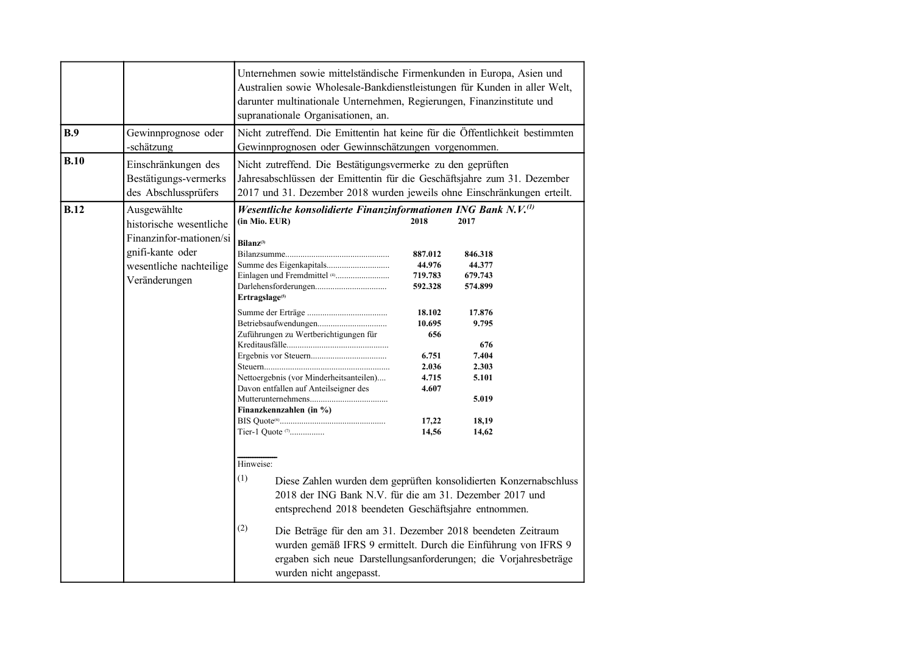| | | |
|---|---|---|
| | | Unternehmen sowie mittelständische Firmenkunden in Europa, Asien und Australien sowie Wholesale-Bankdienstleistungen für Kunden in aller Welt, darunter multinationale Unternehmen, Regierungen, Finanzinstitute und supranationale Organisationen, an. |
| **B.9** | Gewinnprognose oder -schätzung | Nicht zutreffend. Die Emittentin hat keine für die Öffentlichkeit bestimmten Gewinnprognosen oder Gewinnschätzungen vorgenommen. |
| **B.10** | Einschränkungen des Bestätigungs-vermerks des Abschlussprüfers | Nicht zutreffend. Die Bestätigungsvermerke zu den geprüften Jahresabschlüssen der Emittentin für die Geschäftsjahre zum 31. Dezember 2017 und 31. Dezember 2018 wurden jeweils ohne Einschränkungen erteilt. |
| **B.12** | Ausgewählte historische wesentliche Finanzinfor-mationen/signifi-kante oder wesentliche nachteilige Veränderungen | ***Wesentliche konsolidierte Finanzinformationen ING Bank N.V.***[(1)] (siehe Tabelle unten) |

***Wesentliche konsolidierte Finanzinformationen ING Bank N.V.***[(1)]

| (in Mio. EUR) | 2018 | 2017 |
|---|---|---|
| **Bilanz**[(3)] | | |
| Bilanzsumme............................................... | **887.012** | **846.318** |
| Summe des Eigenkapitals............................ | **44.976** | **44.377** |
| Einlagen und Fremdmittel [(4)]........................ | **719.783** | **679.743** |
| Darlehensforderungen................................ | **592.328** | **574.899** |
| **Ertragslage**[(5)] | | |
| Summe der Erträge .................................... | **18.102** | **17.876** |
| Betriebsaufwendungen............................... | **10.695** | **9.795** |
| Zuführungen zu Wertberichtigungen für Kreditausfälle.............................................. | **656** | **676** |
| Ergebnis vor Steuern.................................. | **6.751** | **7.404** |
| Steuern........................................................ | **2.036** | **2.303** |
| Nettoergebnis (vor Minderheitsanteilen).... | **4.715** | **5.101** |
| Davon entfallen auf Anteilseigner des Mutterunternehmens................................... | **4.607** | **5.019** |
| **Finanzkennzahlen (in %)** | | |
| BIS Quote[(6)]................................................ | **17,22** | **18,19** |
| Tier-1 Quote [(7)]............... | **14,56** | **14,62** |

Hinweise:

(1) Diese Zahlen wurden dem geprüften konsolidierten Konzernabschluss 2018 der ING Bank N.V. für die am 31. Dezember 2017 und entsprechend 2018 beendeten Geschäftsjahre entnommen.

(2) Die Beträge für den am 31. Dezember 2018 beendeten Zeitraum wurden gemäß IFRS 9 ermittelt. Durch die Einführung von IFRS 9 ergaben sich neue Darstellungsanforderungen; die Vorjahresbeträge wurden nicht angepasst.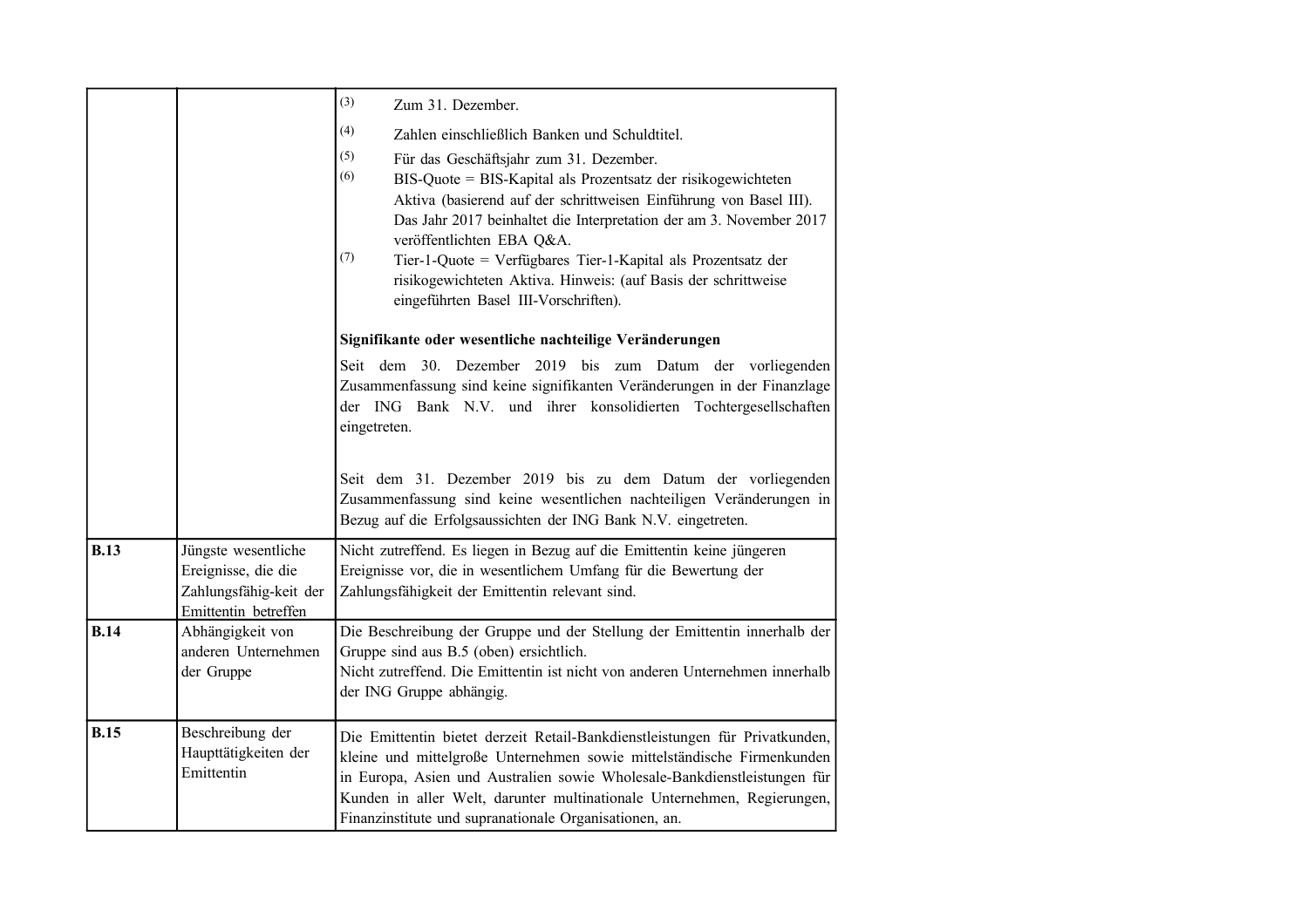| | | |
|---|---|---|
| | | (3) Zum 31. Dezember.<br>(4) Zahlen einschließlich Banken und Schuldtitel.<br>(5) Für das Geschäftsjahr zum 31. Dezember.<br>(6) BIS-Quote = BIS-Kapital als Prozentsatz der risikogewichteten Aktiva (basierend auf der schrittweisen Einführung von Basel III). Das Jahr 2017 beinhaltet die Interpretation der am 3. November 2017 veröffentlichten EBA Q&A.<br>(7) Tier-1-Quote = Verfügbares Tier-1-Kapital als Prozentsatz der risikogewichteten Aktiva. Hinweis: (auf Basis der schrittweise eingeführten Basel III-Vorschriften).<br><br>**Signifikante oder wesentliche nachteilige Veränderungen**<br>Seit dem 30. Dezember 2019 bis zum Datum der vorliegenden Zusammenfassung sind keine signifikanten Veränderungen in der Finanzlage der ING Bank N.V. und ihrer konsolidierten Tochtergesellschaften eingetreten.<br><br>Seit dem 31. Dezember 2019 bis zu dem Datum der vorliegenden Zusammenfassung sind keine wesentlichen nachteiligen Veränderungen in Bezug auf die Erfolgsaussichten der ING Bank N.V. eingetreten. |
| **B.13** | Jüngste wesentliche Ereignisse, die die Zahlungsfähig-keit der Emittentin betreffen | Nicht zutreffend. Es liegen in Bezug auf die Emittentin keine jüngeren Ereignisse vor, die in wesentlichem Umfang für die Bewertung der Zahlungsfähigkeit der Emittentin relevant sind. |
| **B.14** | Abhängigkeit von anderen Unternehmen der Gruppe | Die Beschreibung der Gruppe und der Stellung der Emittentin innerhalb der Gruppe sind aus B.5 (oben) ersichtlich.<br>Nicht zutreffend. Die Emittentin ist nicht von anderen Unternehmen innerhalb der ING Gruppe abhängig. |
| **B.15** | Beschreibung der Haupttätigkeiten der Emittentin | Die Emittentin bietet derzeit Retail-Bankdienstleistungen für Privatkunden, kleine und mittelgroße Unternehmen sowie mittelständische Firmenkunden in Europa, Asien und Australien sowie Wholesale-Bankdienstleistungen für Kunden in aller Welt, darunter multinationale Unternehmen, Regierungen, Finanzinstitute und supranationale Organisationen, an. |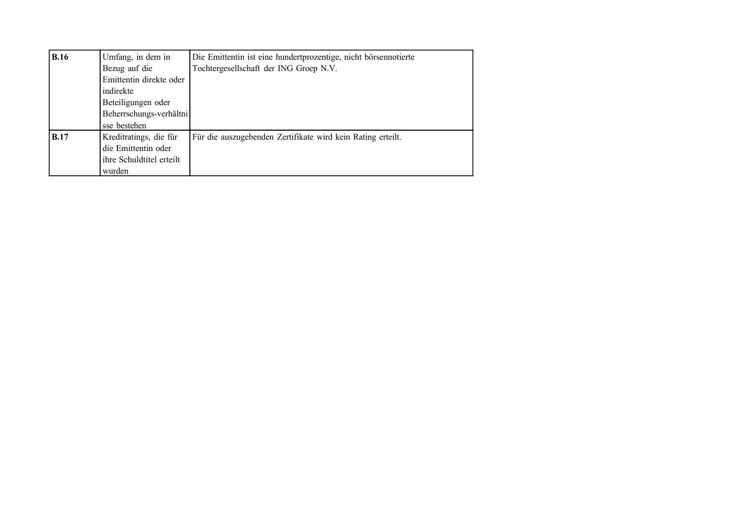| **B.16** | Umfang, in dem in Bezug auf die Emittentin direkte oder indirekte Beteiligungen oder Beherrschungs-verhältnisse bestehen | Die Emittentin ist eine hundertprozentige, nicht börsennotierte Tochtergesellschaft der ING Groep N.V. |
| --- | --- | --- |
| **B.17** | Kreditratings, die für die Emittentin oder ihre Schuldtitel erteilt wurden | Für die auszugebenden Zertifikate wird kein Rating erteilt. |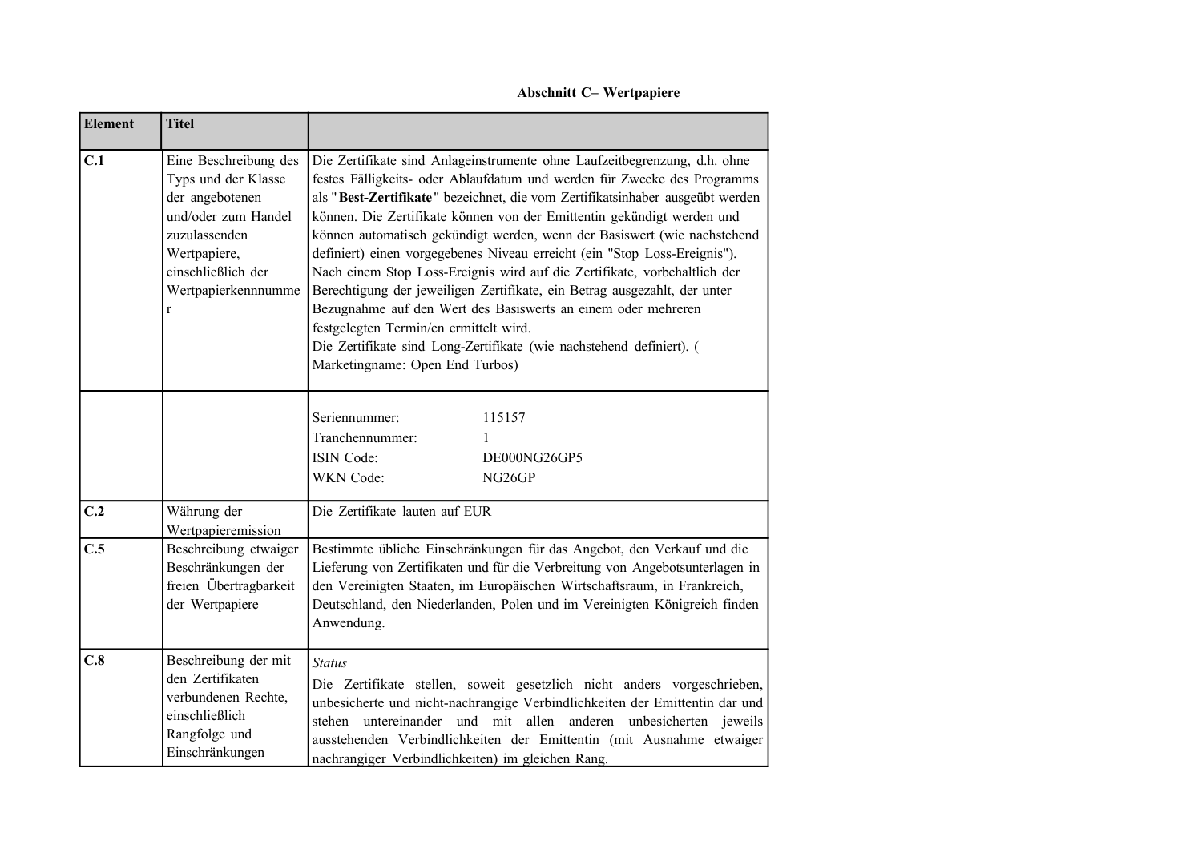**Abschnitt C– Wertpapiere**

| Element | Titel | |
|---|---|---|
| **C.1** | Eine Beschreibung des Typs und der Klasse der angebotenen und/oder zum Handel zuzulassenden Wertpapiere, einschließlich der Wertpapierkennnummer | Die Zertifikate sind Anlageinstrumente ohne Laufzeitbegrenzung, d.h. ohne festes Fälligkeits- oder Ablaufdatum und werden für Zwecke des Programms als "**Best-Zertifikate**" bezeichnet, die vom Zertifikatsinhaber ausgeübt werden können. Die Zertifikate können von der Emittentin gekündigt werden und können automatisch gekündigt werden, wenn der Basiswert (wie nachstehend definiert) einen vorgegebenes Niveau erreicht (ein "Stop Loss-Ereignis"). Nach einem Stop Loss-Ereignis wird auf die Zertifikate, vorbehaltlich der Berechtigung der jeweiligen Zertifikate, ein Betrag ausgezahlt, der unter Bezugnahme auf den Wert des Basiswerts an einem oder mehreren festgelegten Termin/en ermittelt wird.<br>Die Zertifikate sind Long-Zertifikate (wie nachstehend definiert). ( Marketingname: Open End Turbos) |
| | | Seriennummer: 115157<br>Tranchennummer: 1<br>ISIN Code: DE000NG26GP5<br>WKN Code: NG26GP |
| **C.2** | Währung der Wertpapieremission | Die Zertifikate lauten auf EUR |
| **C.5** | Beschreibung etwaiger Beschränkungen der freien Übertragbarkeit der Wertpapiere | Bestimmte übliche Einschränkungen für das Angebot, den Verkauf und die Lieferung von Zertifikaten und für die Verbreitung von Angebotsunterlagen in den Vereinigten Staaten, im Europäischen Wirtschaftsraum, in Frankreich, Deutschland, den Niederlanden, Polen und im Vereinigten Königreich finden Anwendung. |
| **C.8** | Beschreibung der mit den Zertifikaten verbundenen Rechte, einschließlich Rangfolge und Einschränkungen | *Status*<br>Die Zertifikate stellen, soweit gesetzlich nicht anders vorgeschrieben, unbesicherte und nicht-nachrangige Verbindlichkeiten der Emittentin dar und stehen untereinander und mit allen anderen unbesicherten jeweils ausstehenden Verbindlichkeiten der Emittentin (mit Ausnahme etwaiger nachrangiger Verbindlichkeiten) im gleichen Rang. |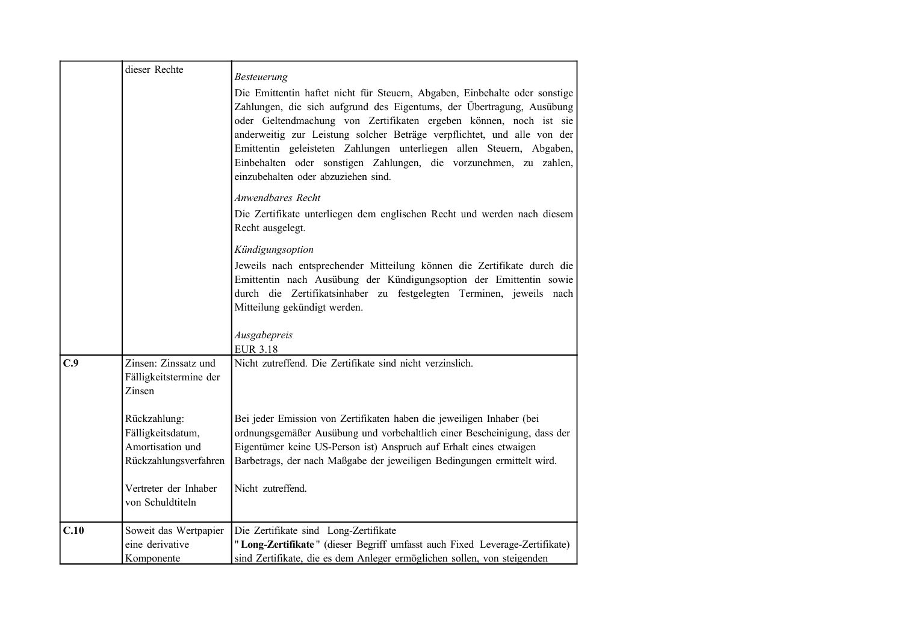| | | |
|---|---|---|
| | dieser Rechte | *Besteuerung*<br>Die Emittentin haftet nicht für Steuern, Abgaben, Einbehalte oder sonstige Zahlungen, die sich aufgrund des Eigentums, der Übertragung, Ausübung oder Geltendmachung von Zertifikaten ergeben können, noch ist sie anderweitig zur Leistung solcher Beträge verpflichtet, und alle von der Emittentin geleisteten Zahlungen unterliegen allen Steuern, Abgaben, Einbehalten oder sonstigen Zahlungen, die vorzunehmen, zu zahlen, einzubehalten oder abzuziehen sind.<br>*Anwendbares Recht*<br>Die Zertifikate unterliegen dem englischen Recht und werden nach diesem Recht ausgelegt.<br>*Kündigungsoption*<br>Jeweils nach entsprechender Mitteilung können die Zertifikate durch die Emittentin nach Ausübung der Kündigungsoption der Emittentin sowie durch die Zertifikatsinhaber zu festgelegten Terminen, jeweils nach Mitteilung gekündigt werden.<br>*Ausgabepreis*<br>EUR 3.18 |
| **C.9** | Zinsen: Zinssatz und Fälligkeitstermine der Zinsen<br><br>Rückzahlung: Fälligkeitsdatum, Amortisation und Rückzahlungsverfahren<br><br>Vertreter der Inhaber von Schuldtiteln | Nicht zutreffend. Die Zertifikate sind nicht verzinslich.<br><br>Bei jeder Emission von Zertifikaten haben die jeweiligen Inhaber (bei ordnungsgemäßer Ausübung und vorbehaltlich einer Bescheinigung, dass der Eigentümer keine US-Person ist) Anspruch auf Erhalt eines etwaigen Barbetrags, der nach Maßgabe der jeweiligen Bedingungen ermittelt wird.<br><br>Nicht zutreffend. |
| **C.10** | Soweit das Wertpapier eine derivative Komponente | Die Zertifikate sind Long-Zertifikate<br>"**Long-Zertifikate**" (dieser Begriff umfasst auch Fixed Leverage-Zertifikate) sind Zertifikate, die es dem Anleger ermöglichen sollen, von steigenden |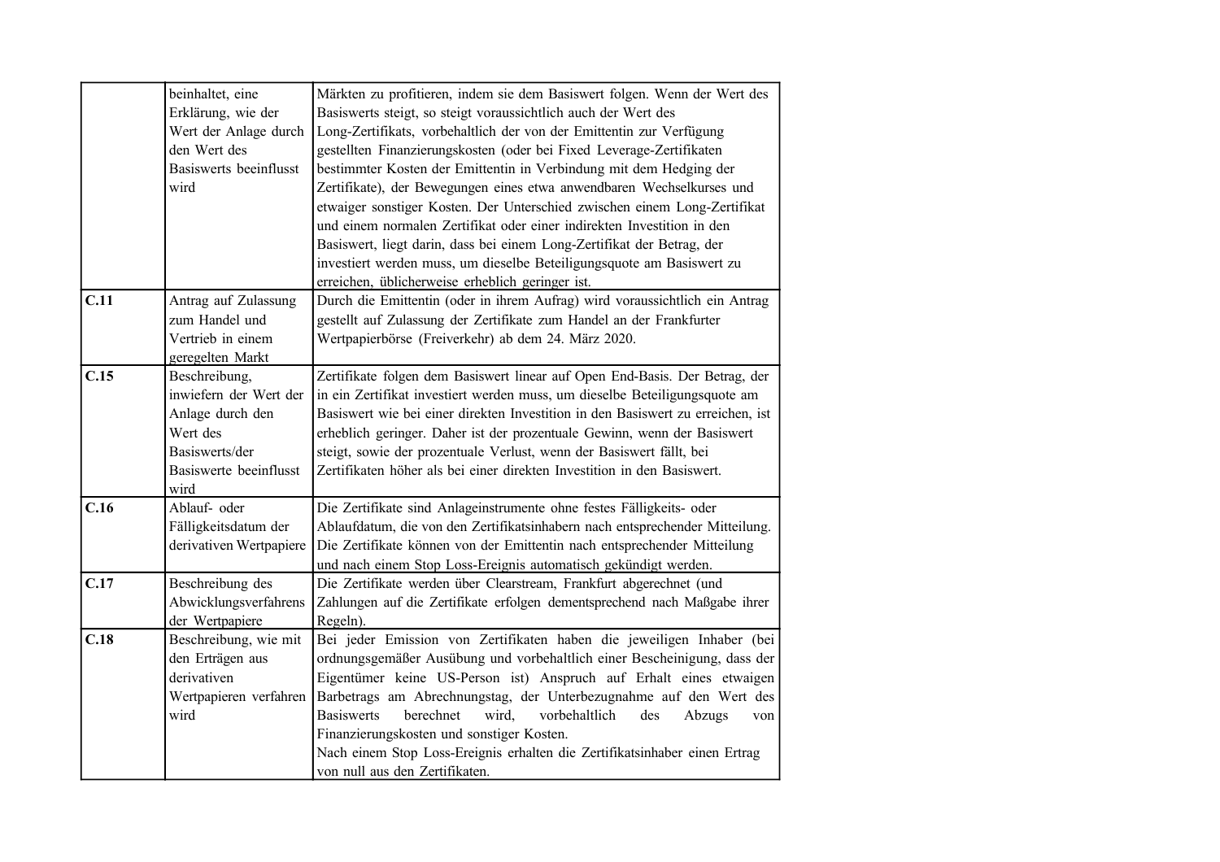| | | |
|---|---|---|
| | beinhaltet, eine Erklärung, wie der Wert der Anlage durch den Wert des Basiswerts beeinflusst wird | Märkten zu profitieren, indem sie dem Basiswert folgen. Wenn der Wert des Basiswerts steigt, so steigt voraussichtlich auch der Wert des Long-Zertifikats, vorbehaltlich der von der Emittentin zur Verfügung gestellten Finanzierungskosten (oder bei Fixed Leverage-Zertifikaten bestimmter Kosten der Emittentin in Verbindung mit dem Hedging der Zertifikate), der Bewegungen eines etwa anwendbaren Wechselkurses und etwaiger sonstiger Kosten. Der Unterschied zwischen einem Long-Zertifikat und einem normalen Zertifikat oder einer indirekten Investition in den Basiswert, liegt darin, dass bei einem Long-Zertifikat der Betrag, der investiert werden muss, um dieselbe Beteiligungsquote am Basiswert zu erreichen, üblicherweise erheblich geringer ist. |
| **C.11** | Antrag auf Zulassung zum Handel und Vertrieb in einem geregelten Markt | Durch die Emittentin (oder in ihrem Aufrag) wird voraussichtlich ein Antrag gestellt auf Zulassung der Zertifikate zum Handel an der Frankfurter Wertpapierbörse (Freiverkehr) ab dem 24. März 2020. |
| **C.15** | Beschreibung, inwiefern der Wert der Anlage durch den Wert des Basiswerts/der Basiswerte beeinflusst wird | Zertifikate folgen dem Basiswert linear auf Open End-Basis. Der Betrag, der in ein Zertifikat investiert werden muss, um dieselbe Beteiligungsquote am Basiswert wie bei einer direkten Investition in den Basiswert zu erreichen, ist erheblich geringer. Daher ist der prozentuale Gewinn, wenn der Basiswert steigt, sowie der prozentuale Verlust, wenn der Basiswert fällt, bei Zertifikaten höher als bei einer direkten Investition in den Basiswert. |
| **C.16** | Ablauf- oder Fälligkeitsdatum der derivativen Wertpapiere | Die Zertifikate sind Anlageinstrumente ohne festes Fälligkeits- oder Ablaufdatum, die von den Zertifikatsinhabern nach entsprechender Mitteilung. Die Zertifikate können von der Emittentin nach entsprechender Mitteilung und nach einem Stop Loss-Ereignis automatisch gekündigt werden. |
| **C.17** | Beschreibung des Abwicklungsverfahrens der Wertpapiere | Die Zertifikate werden über Clearstream, Frankfurt abgerechnet (und Zahlungen auf die Zertifikate erfolgen dementsprechend nach Maßgabe ihrer Regeln). |
| **C.18** | Beschreibung, wie mit den Erträgen aus derivativen Wertpapieren verfahren wird | Bei jeder Emission von Zertifikaten haben die jeweiligen Inhaber (bei ordnungsgemäßer Ausübung und vorbehaltlich einer Bescheinigung, dass der Eigentümer keine US-Person ist) Anspruch auf Erhalt eines etwaigen Barbetrags am Abrechnungstag, der Unterbezugnahme auf den Wert des Basiswerts berechnet wird, vorbehaltlich des Abzugs von Finanzierungskosten und sonstiger Kosten.<br>Nach einem Stop Loss-Ereignis erhalten die Zertifikatsinhaber einen Ertrag von null aus den Zertifikaten. |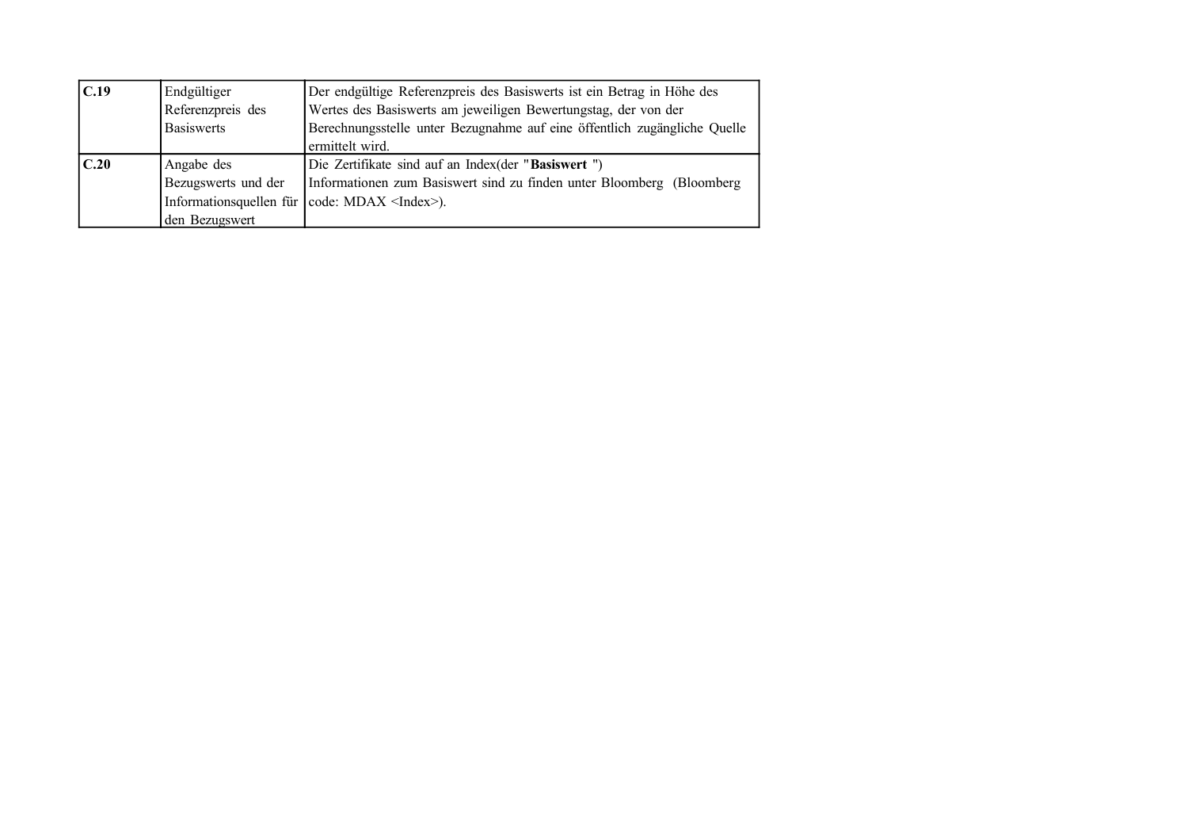| | | |
|---|---|---|
| **C.19** | Endgültiger Referenzpreis des Basiswerts | Der endgültige Referenzpreis des Basiswerts ist ein Betrag in Höhe des Wertes des Basiswerts am jeweiligen Bewertungstag, der von der Berechnungsstelle unter Bezugnahme auf eine öffentlich zugängliche Quelle ermittelt wird. |
| **C.20** | Angabe des Bezugswerts und der Informationsquellen für den Bezugswert | Die Zertifikate sind auf an Index(der "**Basiswert** ")<br>Informationen zum Basiswert sind zu finden unter Bloomberg (Bloomberg code: MDAX <Index>). |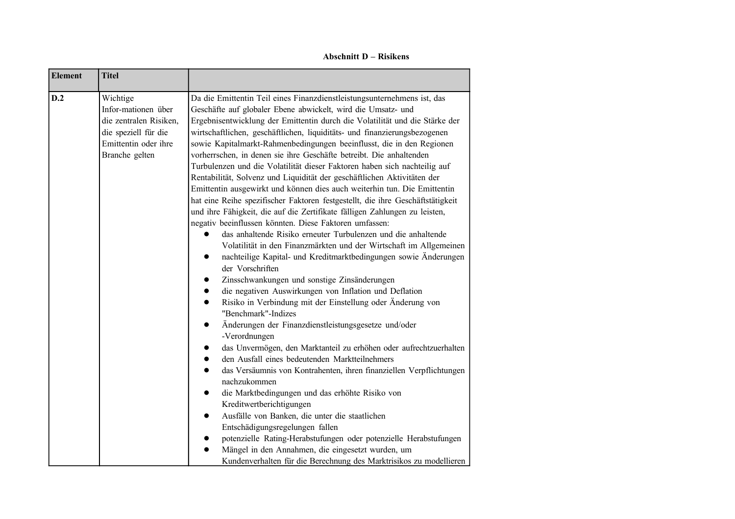**Abschnitt D – Risikens**

| Element | Titel | |
|---|---|---|
| **D.2** | Wichtige Infor-mationen über die zentralen Risiken, die speziell für die Emittentin oder ihre Branche gelten | Da die Emittentin Teil eines Finanzdienstleistungsunternehmens ist, das Geschäfte auf globaler Ebene abwickelt, wird die Umsatz- und Ergebnisentwicklung der Emittentin durch die Volatilität und die Stärke der wirtschaftlichen, geschäftlichen, liquiditäts- und finanzierungsbezogenen sowie Kapitalmarkt-Rahmenbedingungen beeinflusst, die in den Regionen vorherrschen, in denen sie ihre Geschäfte betreibt. Die anhaltenden Turbulenzen und die Volatilität dieser Faktoren haben sich nachteilig auf Rentabilität, Solvenz und Liquidität der geschäftlichen Aktivitäten der Emittentin ausgewirkt und können dies auch weiterhin tun. Die Emittentin hat eine Reihe spezifischer Faktoren festgestellt, die ihre Geschäftstätigkeit und ihre Fähigkeit, die auf die Zertifikate fälligen Zahlungen zu leisten, negativ beeinflussen könnten. Diese Faktoren umfassen:<br>• das anhaltende Risiko erneuter Turbulenzen und die anhaltende Volatilität in den Finanzmärkten und der Wirtschaft im Allgemeinen<br>• nachteilige Kapital- und Kreditmarktbedingungen sowie Änderungen der Vorschriften<br>• Zinsschwankungen und sonstige Zinsänderungen<br>• die negativen Auswirkungen von Inflation und Deflation<br>• Risiko in Verbindung mit der Einstellung oder Änderung von "Benchmark"-Indizes<br>• Änderungen der Finanzdienstleistungsgesetze und/oder -Verordnungen<br>• das Unvermögen, den Marktanteil zu erhöhen oder aufrechtzuerhalten<br>• den Ausfall eines bedeutenden Marktteilnehmers<br>• das Versäumnis von Kontrahenten, ihren finanziellen Verpflichtungen nachzukommen<br>• die Marktbedingungen und das erhöhte Risiko von Kreditwertberichtigungen<br>• Ausfälle von Banken, die unter die staatlichen Entschädigungsregelungen fallen<br>• potenzielle Rating-Herabstufungen oder potenzielle Herabstufungen<br>• Mängel in den Annahmen, die eingesetzt wurden, um Kundenverhalten für die Berechnung des Marktrisikos zu modellieren |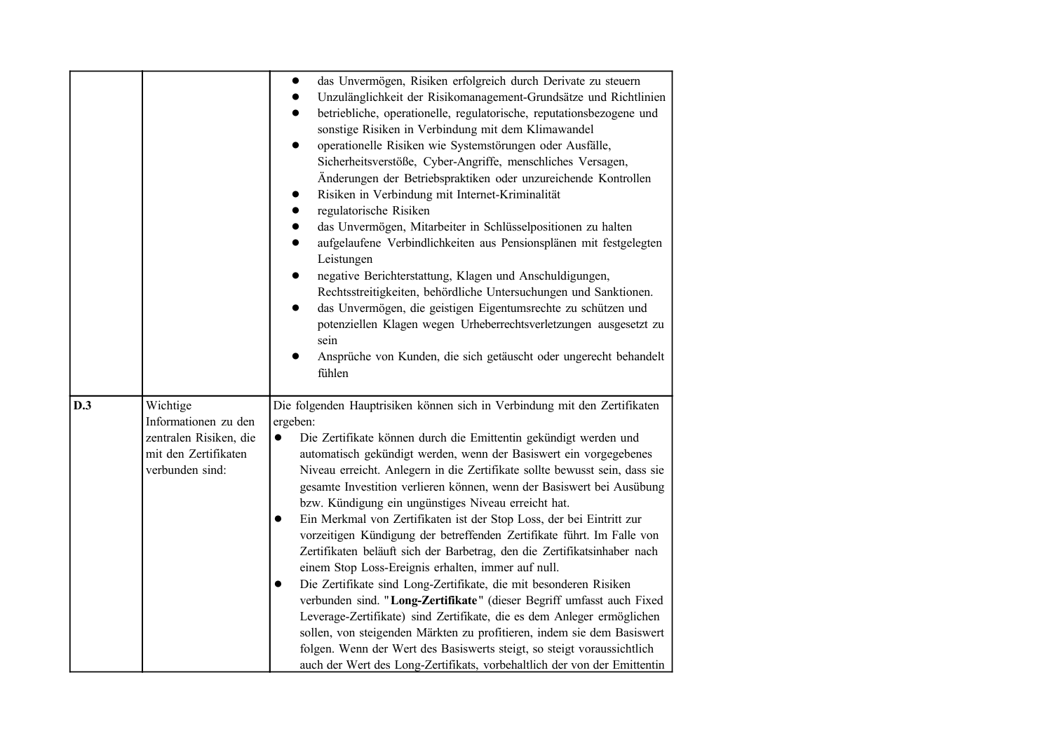| | | |
|---|---|---|
| | | <ul><li>das Unvermögen, Risiken erfolgreich durch Derivate zu steuern</li><li>Unzulänglichkeit der Risikomanagement-Grundsätze und Richtlinien</li><li>betriebliche, operationelle, regulatorische, reputationsbezogene und sonstige Risiken in Verbindung mit dem Klimawandel</li><li>operationelle Risiken wie Systemstörungen oder Ausfälle, Sicherheitsverstöße, Cyber-Angriffe, menschliches Versagen, Änderungen der Betriebspraktiken oder unzureichende Kontrollen</li><li>Risiken in Verbindung mit Internet-Kriminalität</li><li>regulatorische Risiken</li><li>das Unvermögen, Mitarbeiter in Schlüsselpositionen zu halten</li><li>aufgelaufene Verbindlichkeiten aus Pensionsplänen mit festgelegten Leistungen</li><li>negative Berichterstattung, Klagen und Anschuldigungen, Rechtsstreitigkeiten, behördliche Untersuchungen und Sanktionen.</li><li>das Unvermögen, die geistigen Eigentumsrechte zu schützen und potenziellen Klagen wegen Urheberrechtsverletzungen ausgesetzt zu sein</li><li>Ansprüche von Kunden, die sich getäuscht oder ungerecht behandelt fühlen</li></ul> |
| **D.3** | Wichtige Informationen zu den zentralen Risiken, die mit den Zertifikaten verbunden sind: | Die folgenden Hauptrisiken können sich in Verbindung mit den Zertifikaten ergeben:<ul><li>Die Zertifikate können durch die Emittentin gekündigt werden und automatisch gekündigt werden, wenn der Basiswert ein vorgegebenes Niveau erreicht. Anlegern in die Zertifikate sollte bewusst sein, dass sie gesamte Investition verlieren können, wenn der Basiswert bei Ausübung bzw. Kündigung ein ungünstiges Niveau erreicht hat.</li><li>Ein Merkmal von Zertifikaten ist der Stop Loss, der bei Eintritt zur vorzeitigen Kündigung der betreffenden Zertifikate führt. Im Falle von Zertifikaten beläuft sich der Barbetrag, den die Zertifikatsinhaber nach einem Stop Loss-Ereignis erhalten, immer auf null.</li><li>Die Zertifikate sind Long-Zertifikate, die mit besonderen Risiken verbunden sind. "**Long-Zertifikate**" (dieser Begriff umfasst auch Fixed Leverage-Zertifikate) sind Zertifikate, die es dem Anleger ermöglichen sollen, von steigenden Märkten zu profitieren, indem sie dem Basiswert folgen. Wenn der Wert des Basiswerts steigt, so steigt voraussichtlich auch der Wert des Long-Zertifikats, vorbehaltlich der von der Emittentin</li></ul> |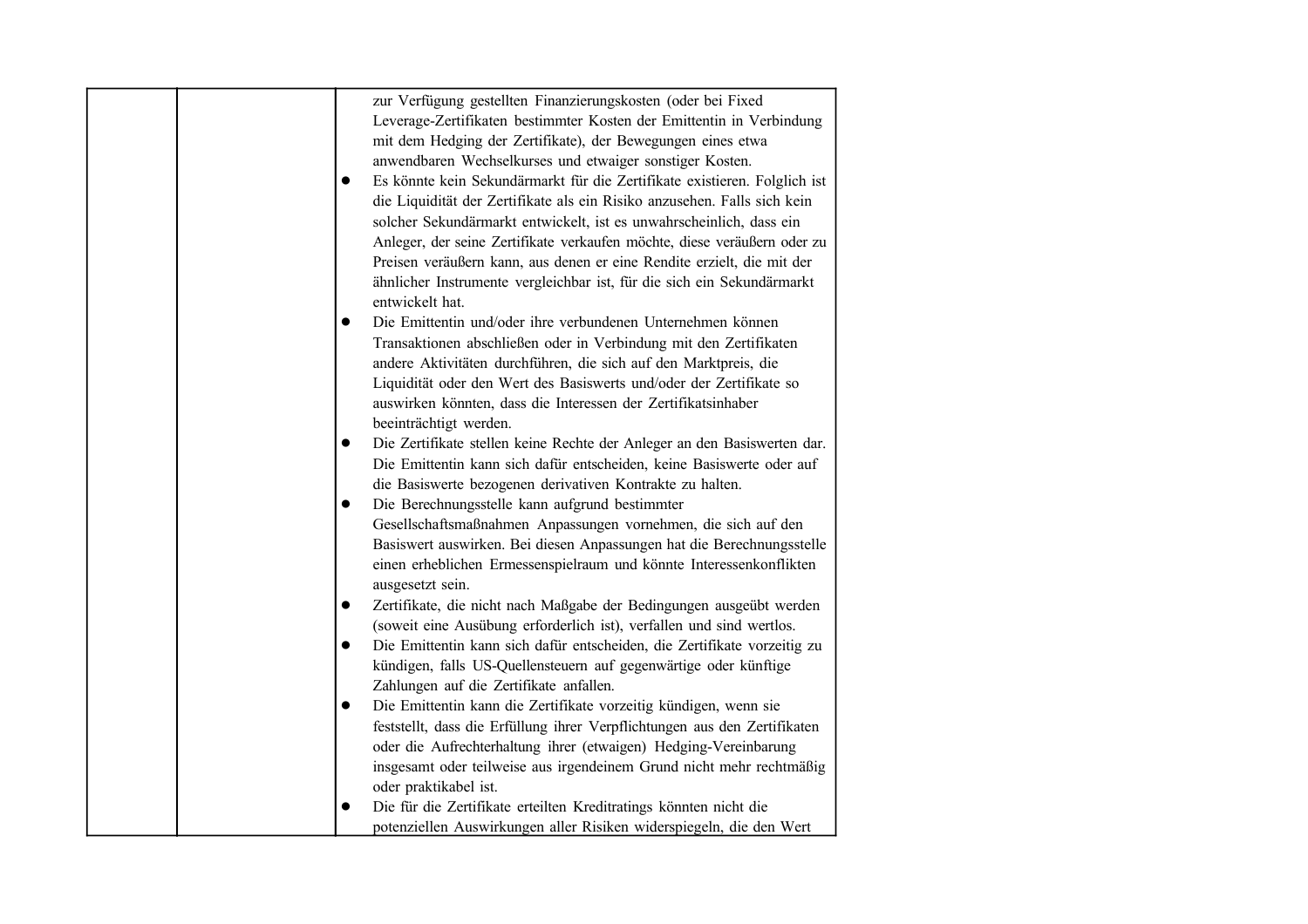| | | zur Verfügung gestellten Finanzierungskosten (oder bei Fixed Leverage-Zertifikaten bestimmter Kosten der Emittentin in Verbindung mit dem Hedging der Zertifikate), der Bewegungen eines etwa anwendbaren Wechselkurses und etwaiger sonstiger Kosten.<br>● Es könnte kein Sekundärmarkt für die Zertifikate existieren. Folglich ist die Liquidität der Zertifikate als ein Risiko anzusehen. Falls sich kein solcher Sekundärmarkt entwickelt, ist es unwahrscheinlich, dass ein Anleger, der seine Zertifikate verkaufen möchte, diese veräußern oder zu Preisen veräußern kann, aus denen er eine Rendite erzielt, die mit der ähnlicher Instrumente vergleichbar ist, für die sich ein Sekundärmarkt entwickelt hat.<br>● Die Emittentin und/oder ihre verbundenen Unternehmen können Transaktionen abschließen oder in Verbindung mit den Zertifikaten andere Aktivitäten durchführen, die sich auf den Marktpreis, die Liquidität oder den Wert des Basiswerts und/oder der Zertifikate so auswirken könnten, dass die Interessen der Zertifikatsinhaber beeinträchtigt werden.<br>● Die Zertifikate stellen keine Rechte der Anleger an den Basiswerten dar. Die Emittentin kann sich dafür entscheiden, keine Basiswerte oder auf die Basiswerte bezogenen derivativen Kontrakte zu halten.<br>● Die Berechnungsstelle kann aufgrund bestimmter Gesellschaftsmaßnahmen Anpassungen vornehmen, die sich auf den Basiswert auswirken. Bei diesen Anpassungen hat die Berechnungsstelle einen erheblichen Ermessenspielraum und könnte Interessenkonflikten ausgesetzt sein.<br>● Zertifikate, die nicht nach Maßgabe der Bedingungen ausgeübt werden (soweit eine Ausübung erforderlich ist), verfallen und sind wertlos.<br>● Die Emittentin kann sich dafür entscheiden, die Zertifikate vorzeitig zu kündigen, falls US-Quellensteuern auf gegenwärtige oder künftige Zahlungen auf die Zertifikate anfallen.<br>● Die Emittentin kann die Zertifikate vorzeitig kündigen, wenn sie feststellt, dass die Erfüllung ihrer Verpflichtungen aus den Zertifikaten oder die Aufrechterhaltung ihrer (etwaigen) Hedging-Vereinbarung insgesamt oder teilweise aus irgendeinem Grund nicht mehr rechtmäßig oder praktikabel ist.<br>● Die für die Zertifikate erteilten Kreditratings könnten nicht die potenziellen Auswirkungen aller Risiken widerspiegeln, die den Wert |
|---|---|---|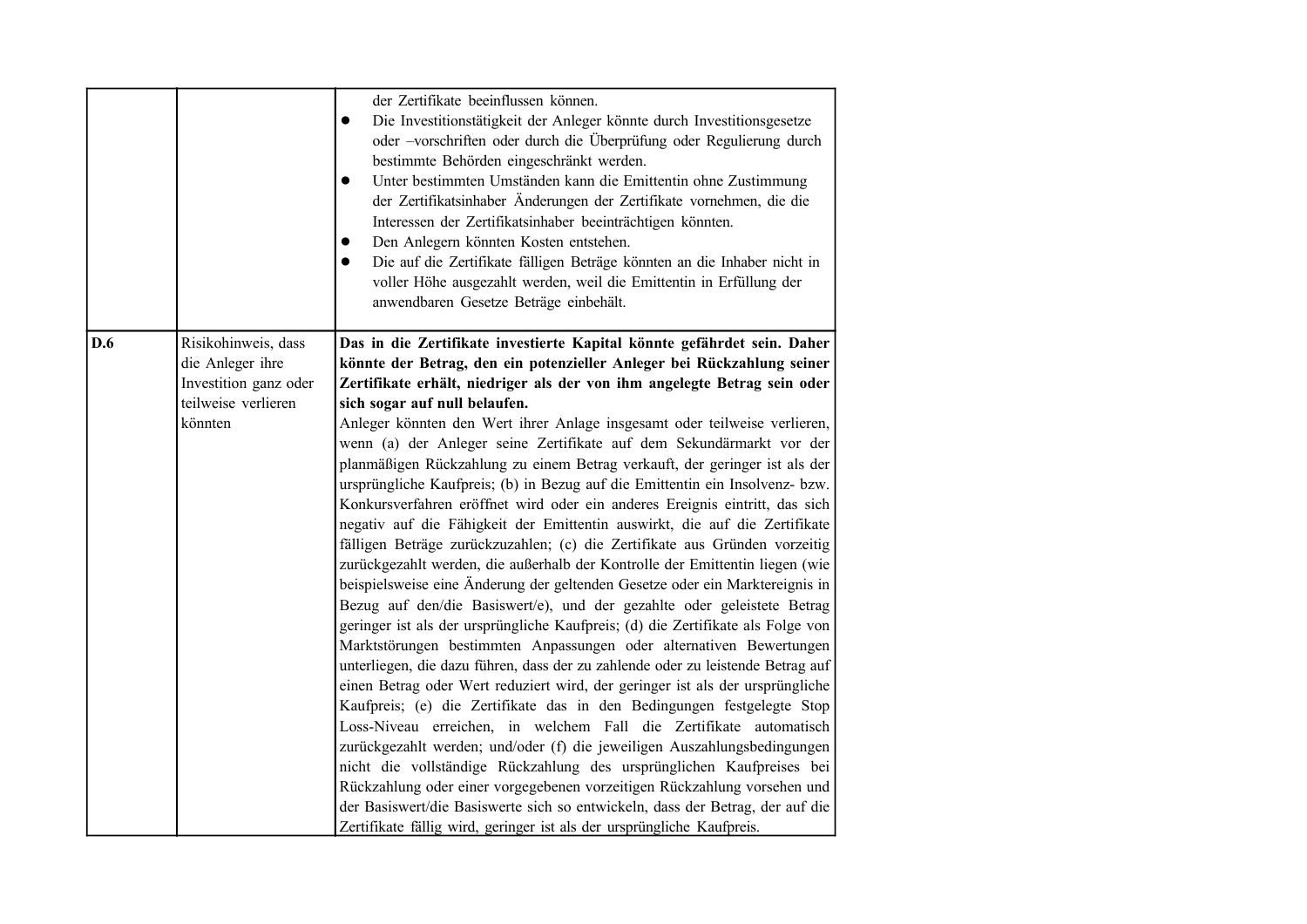| | | |
|---|---|---|
| | | der Zertifikate beeinflussen können.<br>● Die Investitionstätigkeit der Anleger könnte durch Investitionsgesetze oder –vorschriften oder durch die Überprüfung oder Regulierung durch bestimmte Behörden eingeschränkt werden.<br>● Unter bestimmten Umständen kann die Emittentin ohne Zustimmung der Zertifikatsinhaber Änderungen der Zertifikate vornehmen, die die Interessen der Zertifikatsinhaber beeinträchtigen könnten.<br>● Den Anlegern könnten Kosten entstehen.<br>● Die auf die Zertifikate fälligen Beträge könnten an die Inhaber nicht in voller Höhe ausgezahlt werden, weil die Emittentin in Erfüllung der anwendbaren Gesetze Beträge einbehält. |
| **D.6** | Risikohinweis, dass die Anleger ihre Investition ganz oder teilweise verlieren könnten | **Das in die Zertifikate investierte Kapital könnte gefährdet sein. Daher könnte der Betrag, den ein potenzieller Anleger bei Rückzahlung seiner Zertifikate erhält, niedriger als der von ihm angelegte Betrag sein oder sich sogar auf null belaufen.**<br>Anleger könnten den Wert ihrer Anlage insgesamt oder teilweise verlieren, wenn (a) der Anleger seine Zertifikate auf dem Sekundärmarkt vor der planmäßigen Rückzahlung zu einem Betrag verkauft, der geringer ist als der ursprüngliche Kaufpreis; (b) in Bezug auf die Emittentin ein Insolvenz- bzw. Konkursverfahren eröffnet wird oder ein anderes Ereignis eintritt, das sich negativ auf die Fähigkeit der Emittentin auswirkt, die auf die Zertifikate fälligen Beträge zurückzuzahlen; (c) die Zertifikate aus Gründen vorzeitig zurückgezahlt werden, die außerhalb der Kontrolle der Emittentin liegen (wie beispielsweise eine Änderung der geltenden Gesetze oder ein Marktereignis in Bezug auf den/die Basiswert/e), und der gezahlte oder geleistete Betrag geringer ist als der ursprüngliche Kaufpreis; (d) die Zertifikate als Folge von Marktstörungen bestimmten Anpassungen oder alternativen Bewertungen unterliegen, die dazu führen, dass der zu zahlende oder zu leistende Betrag auf einen Betrag oder Wert reduziert wird, der geringer ist als der ursprüngliche Kaufpreis; (e) die Zertifikate das in den Bedingungen festgelegte Stop Loss-Niveau erreichen, in welchem Fall die Zertifikate automatisch zurückgezahlt werden; und/oder (f) die jeweiligen Auszahlungsbedingungen nicht die vollständige Rückzahlung des ursprünglichen Kaufpreises bei Rückzahlung oder einer vorgegebenen vorzeitigen Rückzahlung vorsehen und der Basiswert/die Basiswerte sich so entwickeln, dass der Betrag, der auf die Zertifikate fällig wird, geringer ist als der ursprüngliche Kaufpreis. |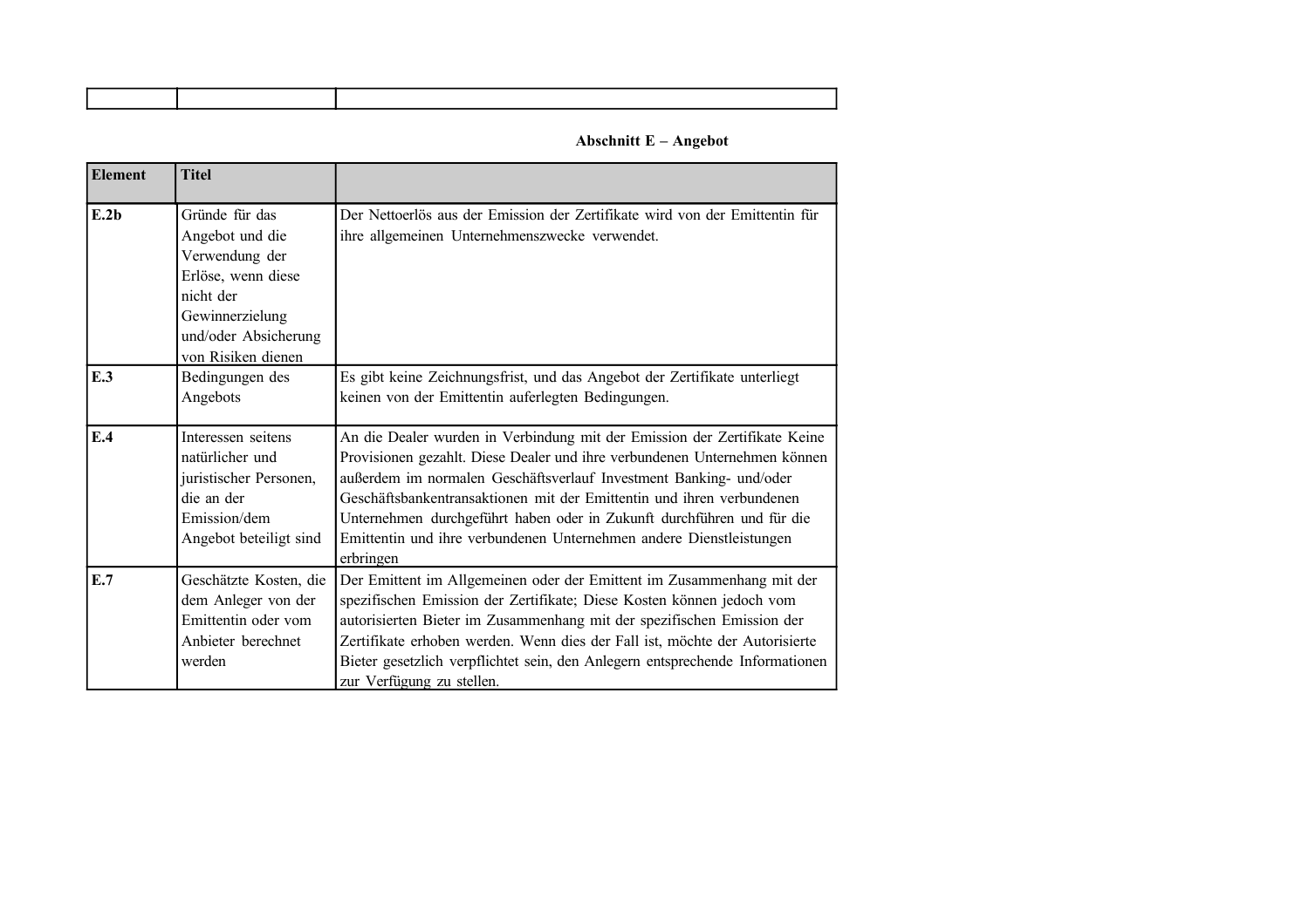| | | |
|---|---|---|
| | | |

**Abschnitt E – Angebot**

| Element | Titel | |
|---|---|---|
| **E.2b** | Gründe für das Angebot und die Verwendung der Erlöse, wenn diese nicht der Gewinnerzielung und/oder Absicherung von Risiken dienen | Der Nettoerlös aus der Emission der Zertifikate wird von der Emittentin für ihre allgemeinen Unternehmenszwecke verwendet. |
| **E.3** | Bedingungen des Angebots | Es gibt keine Zeichnungsfrist, und das Angebot der Zertifikate unterliegt keinen von der Emittentin auferlegten Bedingungen. |
| **E.4** | Interessen seitens natürlicher und juristischer Personen, die an der Emission/dem Angebot beteiligt sind | An die Dealer wurden in Verbindung mit der Emission der Zertifikate Keine Provisionen gezahlt. Diese Dealer und ihre verbundenen Unternehmen können außerdem im normalen Geschäftsverlauf Investment Banking- und/oder Geschäftsbankentransaktionen mit der Emittentin und ihren verbundenen Unternehmen durchgeführt haben oder in Zukunft durchführen und für die Emittentin und ihre verbundenen Unternehmen andere Dienstleistungen erbringen |
| **E.7** | Geschätzte Kosten, die dem Anleger von der Emittentin oder vom Anbieter berechnet werden | Der Emittent im Allgemeinen oder der Emittent im Zusammenhang mit der spezifischen Emission der Zertifikate; Diese Kosten können jedoch vom autorisierten Bieter im Zusammenhang mit der spezifischen Emission der Zertifikate erhoben werden. Wenn dies der Fall ist, möchte der Autorisierte Bieter gesetzlich verpflichtet sein, den Anlegern entsprechende Informationen zur Verfügung zu stellen. |